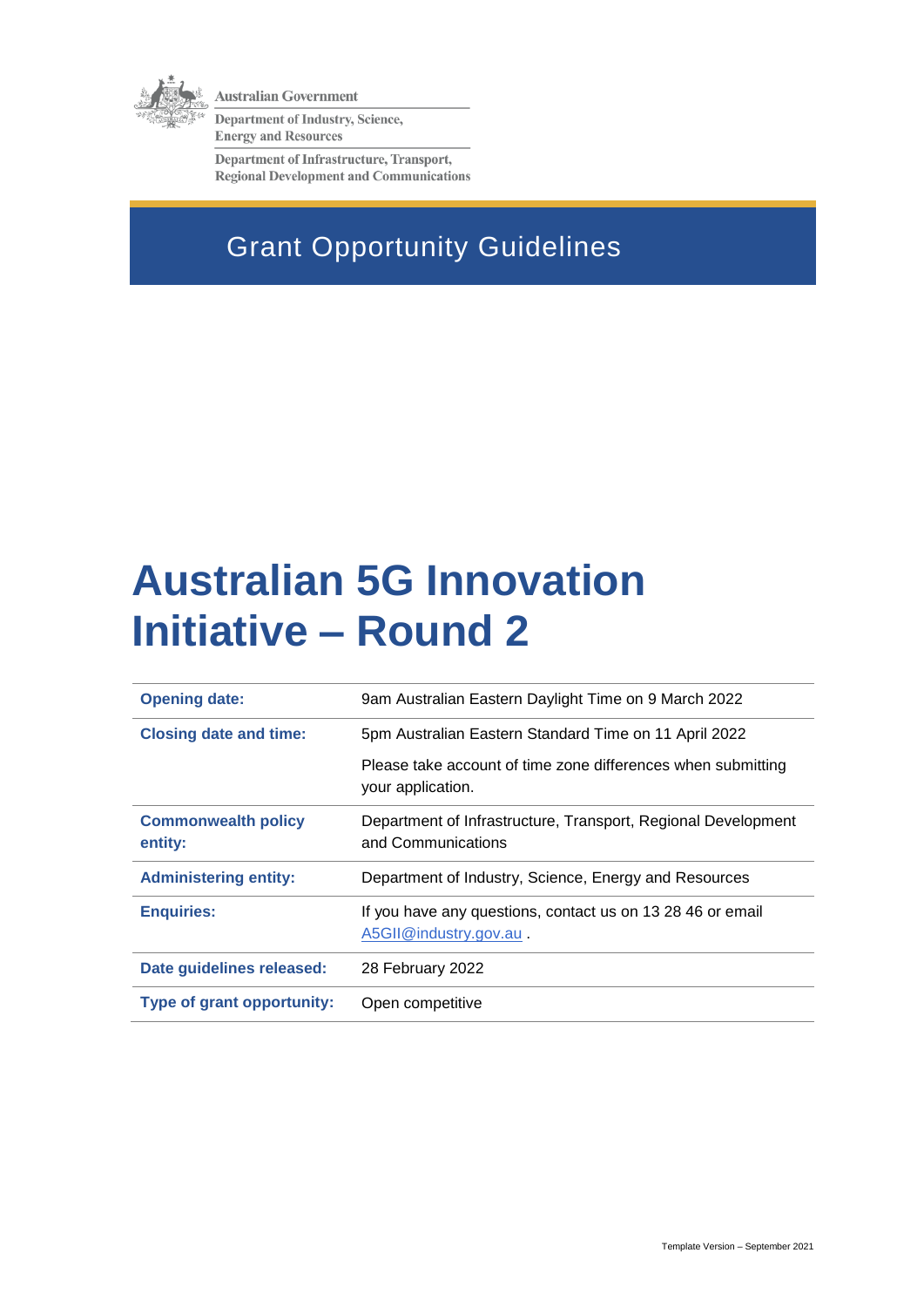Australian Government

Department of Industry, Science, Energy and Resources

Department of Infrastructure, Transport, Regional Development and Communications

## Grant Opportunity Guidelines

# Australian 5G Innovation Initiative – Round 2

| | |
|---|---|
| **Opening date:** | 9am Australian Eastern Daylight Time on 9 March 2022 |
| **Closing date and time:** | 5pm Australian Eastern Standard Time on 11 April 2022<br>Please take account of time zone differences when submitting your application. |
| **Commonwealth policy entity:** | Department of Infrastructure, Transport, Regional Development and Communications |
| **Administering entity:** | Department of Industry, Science, Energy and Resources |
| **Enquiries:** | If you have any questions, contact us on 13 28 46 or email A5GII@industry.gov.au . |
| **Date guidelines released:** | 28 February 2022 |
| **Type of grant opportunity:** | Open competitive |

Template Version – September 2021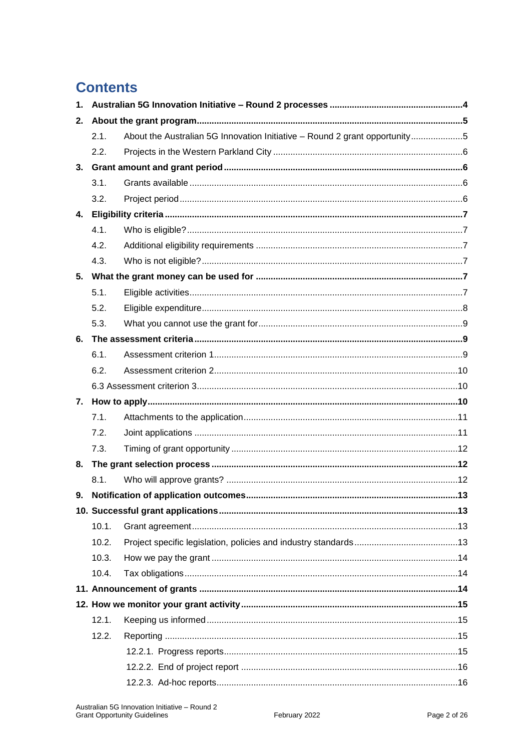# Contents

**1. Australian 5G Innovation Initiative – Round 2 processes ..... 4**

**2. About the grant program ..... 5**

- 2.1. About the Australian 5G Innovation Initiative – Round 2 grant opportunity ..... 5
- 2.2. Projects in the Western Parkland City ..... 6

**3. Grant amount and grant period ..... 6**

- 3.1. Grants available ..... 6
- 3.2. Project period ..... 6

**4. Eligibility criteria ..... 7**

- 4.1. Who is eligible? ..... 7
- 4.2. Additional eligibility requirements ..... 7
- 4.3. Who is not eligible? ..... 7

**5. What the grant money can be used for ..... 7**

- 5.1. Eligible activities ..... 7
- 5.2. Eligible expenditure ..... 8
- 5.3. What you cannot use the grant for ..... 9

**6. The assessment criteria ..... 9**

- 6.1. Assessment criterion 1 ..... 9
- 6.2. Assessment criterion 2 ..... 10
- 6.3 Assessment criterion 3 ..... 10

**7. How to apply ..... 10**

- 7.1. Attachments to the application ..... 11
- 7.2. Joint applications ..... 11
- 7.3. Timing of grant opportunity ..... 12

**8. The grant selection process ..... 12**

- 8.1. Who will approve grants? ..... 12

**9. Notification of application outcomes ..... 13**

**10. Successful grant applications ..... 13**

- 10.1. Grant agreement ..... 13
- 10.2. Project specific legislation, policies and industry standards ..... 13
- 10.3. How we pay the grant ..... 14
- 10.4. Tax obligations ..... 14

**11. Announcement of grants ..... 14**

**12. How we monitor your grant activity ..... 15**

- 12.1. Keeping us informed ..... 15
- 12.2. Reporting ..... 15
  - 12.2.1. Progress reports ..... 15
  - 12.2.2. End of project report ..... 16
  - 12.2.3. Ad-hoc reports ..... 16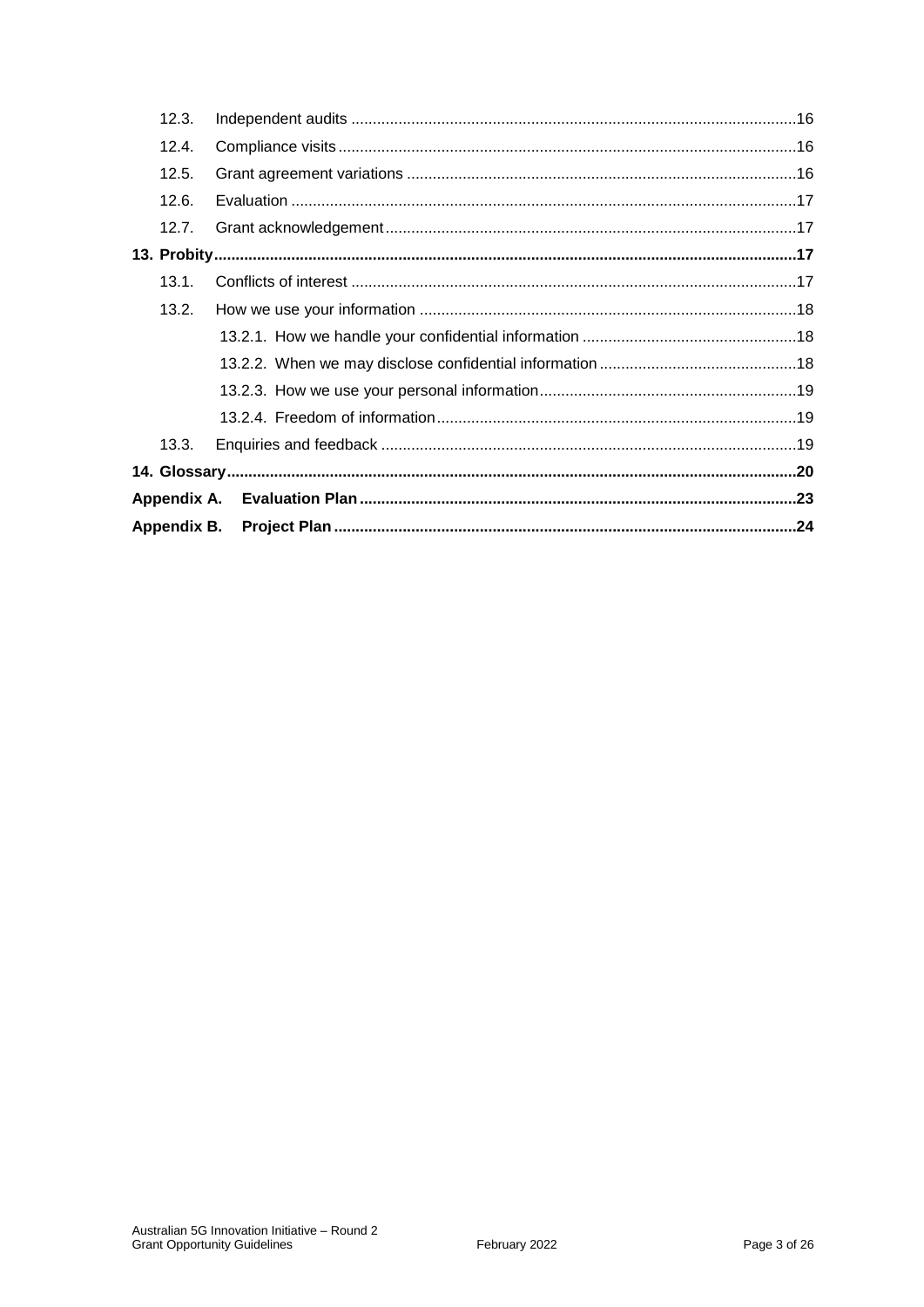- 12.3. Independent audits ....................................................................................................16
- 12.4. Compliance visits .......................................................................................................16
- 12.5. Grant agreement variations ........................................................................................16
- 12.6. Evaluation ....................................................................................................................17
- 12.7. Grant acknowledgement .............................................................................................17

**13. Probity ....................................................................................................................................17**

- 13.1. Conflicts of interest .....................................................................................................17
- 13.2. How we use your information .....................................................................................18
  - 13.2.1. How we handle your confidential information ..................................................18
  - 13.2.2. When we may disclose confidential information ..............................................18
  - 13.2.3. How we use your personal information ............................................................19
  - 13.2.4. Freedom of information ....................................................................................19
- 13.3. Enquiries and feedback ...............................................................................................19

**14. Glossary .................................................................................................................................20**

**Appendix A. Evaluation Plan .....................................................................................................23**

**Appendix B. Project Plan ...........................................................................................................24**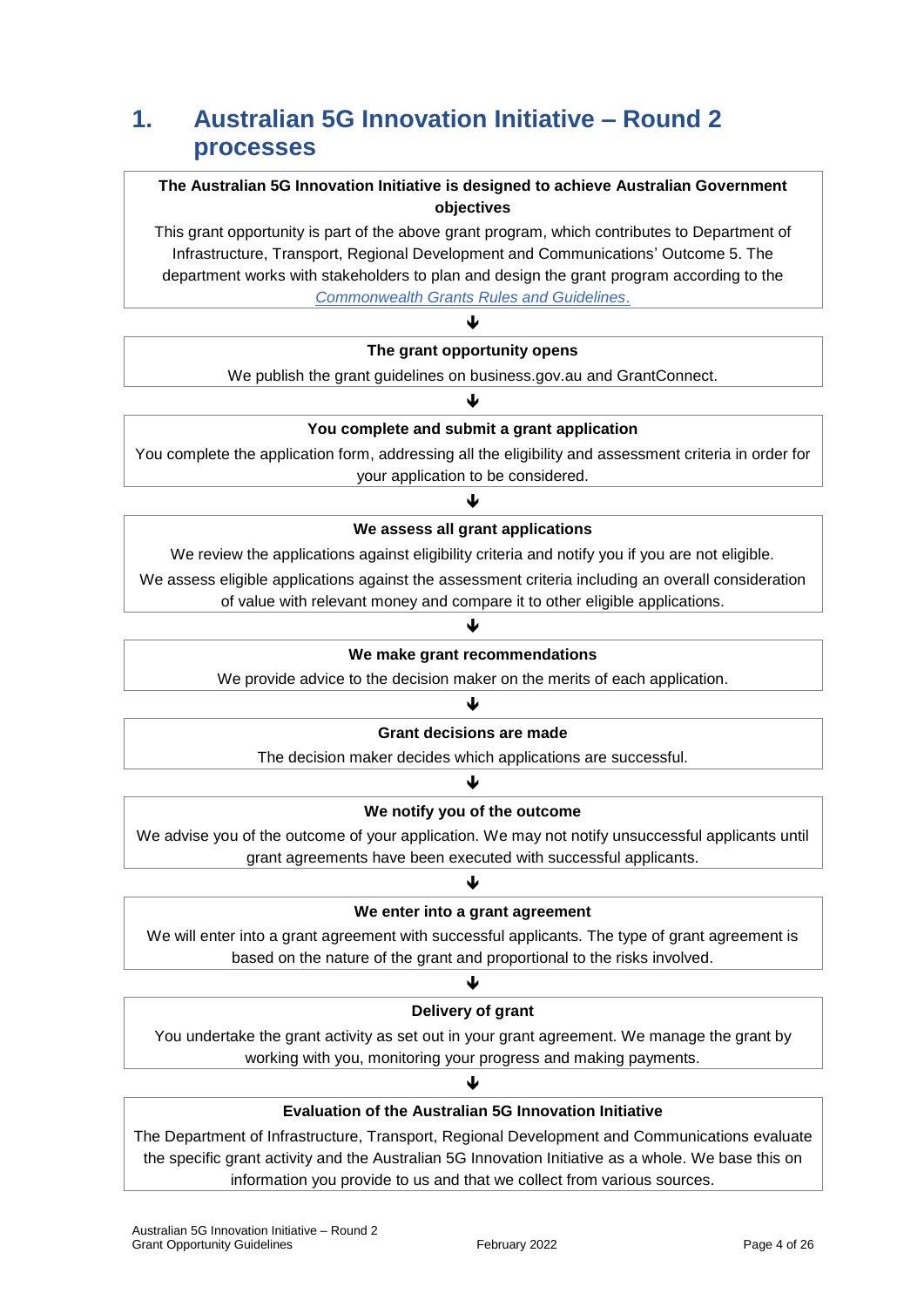# 1. Australian 5G Innovation Initiative – Round 2 processes

**The Australian 5G Innovation Initiative is designed to achieve Australian Government objectives**

This grant opportunity is part of the above grant program, which contributes to Department of Infrastructure, Transport, Regional Development and Communications' Outcome 5. The department works with stakeholders to plan and design the grant program according to the *Commonwealth Grants Rules and Guidelines*.

↓

**The grant opportunity opens**

We publish the grant guidelines on business.gov.au and GrantConnect.

↓

**You complete and submit a grant application**

You complete the application form, addressing all the eligibility and assessment criteria in order for your application to be considered.

↓

**We assess all grant applications**

We review the applications against eligibility criteria and notify you if you are not eligible.

We assess eligible applications against the assessment criteria including an overall consideration of value with relevant money and compare it to other eligible applications.

↓

**We make grant recommendations**

We provide advice to the decision maker on the merits of each application.

↓

**Grant decisions are made**

The decision maker decides which applications are successful.

↓

**We notify you of the outcome**

We advise you of the outcome of your application. We may not notify unsuccessful applicants until grant agreements have been executed with successful applicants.

↓

**We enter into a grant agreement**

We will enter into a grant agreement with successful applicants. The type of grant agreement is based on the nature of the grant and proportional to the risks involved.

↓

**Delivery of grant**

You undertake the grant activity as set out in your grant agreement. We manage the grant by working with you, monitoring your progress and making payments.

↓

**Evaluation of the Australian 5G Innovation Initiative**

The Department of Infrastructure, Transport, Regional Development and Communications evaluate the specific grant activity and the Australian 5G Innovation Initiative as a whole. We base this on information you provide to us and that we collect from various sources.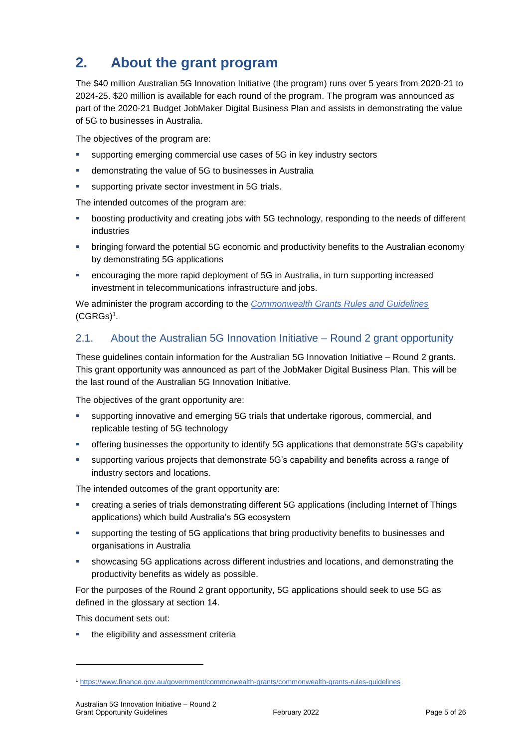## 2. About the grant program

The $40 million Australian 5G Innovation Initiative (the program) runs over 5 years from 2020-21 to 2024-25. $20 million is available for each round of the program. The program was announced as part of the 2020-21 Budget JobMaker Digital Business Plan and assists in demonstrating the value of 5G to businesses in Australia.

The objectives of the program are:

- supporting emerging commercial use cases of 5G in key industry sectors
- demonstrating the value of 5G to businesses in Australia
- supporting private sector investment in 5G trials.

The intended outcomes of the program are:

- boosting productivity and creating jobs with 5G technology, responding to the needs of different industries
- bringing forward the potential 5G economic and productivity benefits to the Australian economy by demonstrating 5G applications
- encouraging the more rapid deployment of 5G in Australia, in turn supporting increased investment in telecommunications infrastructure and jobs.

We administer the program according to the *[Commonwealth Grants Rules and Guidelines](https://www.finance.gov.au/government/commonwealth-grants/commonwealth-grants-rules-guidelines)* (CGRGs)[1].

### 2.1. About the Australian 5G Innovation Initiative – Round 2 grant opportunity

These guidelines contain information for the Australian 5G Innovation Initiative – Round 2 grants. This grant opportunity was announced as part of the JobMaker Digital Business Plan. This will be the last round of the Australian 5G Innovation Initiative.

The objectives of the grant opportunity are:

- supporting innovative and emerging 5G trials that undertake rigorous, commercial, and replicable testing of 5G technology
- offering businesses the opportunity to identify 5G applications that demonstrate 5G's capability
- supporting various projects that demonstrate 5G's capability and benefits across a range of industry sectors and locations.

The intended outcomes of the grant opportunity are:

- creating a series of trials demonstrating different 5G applications (including Internet of Things applications) which build Australia's 5G ecosystem
- supporting the testing of 5G applications that bring productivity benefits to businesses and organisations in Australia
- showcasing 5G applications across different industries and locations, and demonstrating the productivity benefits as widely as possible.

For the purposes of the Round 2 grant opportunity, 5G applications should seek to use 5G as defined in the glossary at section 14.

This document sets out:

- the eligibility and assessment criteria

---

[1] https://www.finance.gov.au/government/commonwealth-grants/commonwealth-grants-rules-guidelines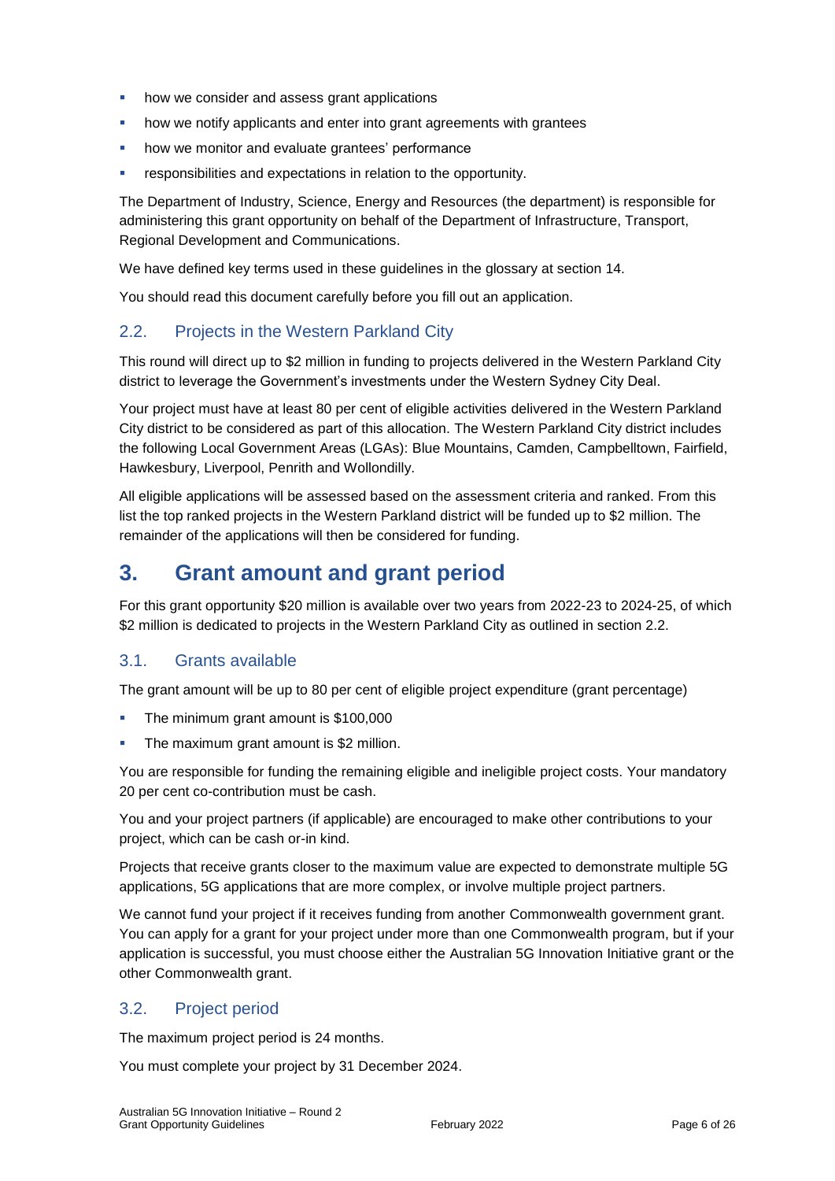- how we consider and assess grant applications
- how we notify applicants and enter into grant agreements with grantees
- how we monitor and evaluate grantees' performance
- responsibilities and expectations in relation to the opportunity.

The Department of Industry, Science, Energy and Resources (the department) is responsible for administering this grant opportunity on behalf of the Department of Infrastructure, Transport, Regional Development and Communications.

We have defined key terms used in these guidelines in the glossary at section 14.

You should read this document carefully before you fill out an application.

### 2.2. Projects in the Western Parkland City

This round will direct up to $2 million in funding to projects delivered in the Western Parkland City district to leverage the Government's investments under the Western Sydney City Deal.

Your project must have at least 80 per cent of eligible activities delivered in the Western Parkland City district to be considered as part of this allocation. The Western Parkland City district includes the following Local Government Areas (LGAs): Blue Mountains, Camden, Campbelltown, Fairfield, Hawkesbury, Liverpool, Penrith and Wollondilly.

All eligible applications will be assessed based on the assessment criteria and ranked. From this list the top ranked projects in the Western Parkland district will be funded up to $2 million. The remainder of the applications will then be considered for funding.

## 3. Grant amount and grant period

For this grant opportunity $20 million is available over two years from 2022-23 to 2024-25, of which $2 million is dedicated to projects in the Western Parkland City as outlined in section 2.2.

### 3.1. Grants available

The grant amount will be up to 80 per cent of eligible project expenditure (grant percentage)

- The minimum grant amount is $100,000
- The maximum grant amount is $2 million.

You are responsible for funding the remaining eligible and ineligible project costs. Your mandatory 20 per cent co-contribution must be cash.

You and your project partners (if applicable) are encouraged to make other contributions to your project, which can be cash or-in kind.

Projects that receive grants closer to the maximum value are expected to demonstrate multiple 5G applications, 5G applications that are more complex, or involve multiple project partners.

We cannot fund your project if it receives funding from another Commonwealth government grant. You can apply for a grant for your project under more than one Commonwealth program, but if your application is successful, you must choose either the Australian 5G Innovation Initiative grant or the other Commonwealth grant.

### 3.2. Project period

The maximum project period is 24 months.

You must complete your project by 31 December 2024.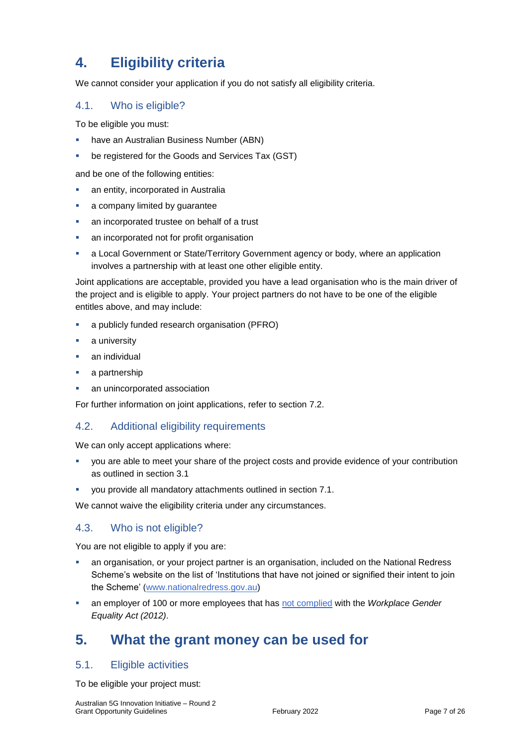# 4. Eligibility criteria

We cannot consider your application if you do not satisfy all eligibility criteria.

## 4.1. Who is eligible?

To be eligible you must:

- have an Australian Business Number (ABN)
- be registered for the Goods and Services Tax (GST)

and be one of the following entities:

- an entity, incorporated in Australia
- a company limited by guarantee
- an incorporated trustee on behalf of a trust
- an incorporated not for profit organisation
- a Local Government or State/Territory Government agency or body, where an application involves a partnership with at least one other eligible entity.

Joint applications are acceptable, provided you have a lead organisation who is the main driver of the project and is eligible to apply. Your project partners do not have to be one of the eligible entitles above, and may include:

- a publicly funded research organisation (PFRO)
- a university
- an individual
- a partnership
- an unincorporated association

For further information on joint applications, refer to section 7.2.

## 4.2. Additional eligibility requirements

We can only accept applications where:

- you are able to meet your share of the project costs and provide evidence of your contribution as outlined in section 3.1
- you provide all mandatory attachments outlined in section 7.1.

We cannot waive the eligibility criteria under any circumstances.

## 4.3. Who is not eligible?

You are not eligible to apply if you are:

- an organisation, or your project partner is an organisation, included on the National Redress Scheme's website on the list of 'Institutions that have not joined or signified their intent to join the Scheme' ([www.nationalredress.gov.au](www.nationalredress.gov.au))
- an employer of 100 or more employees that has [not complied]() with the *Workplace Gender Equality Act (2012)*.

# 5. What the grant money can be used for

## 5.1. Eligible activities

To be eligible your project must: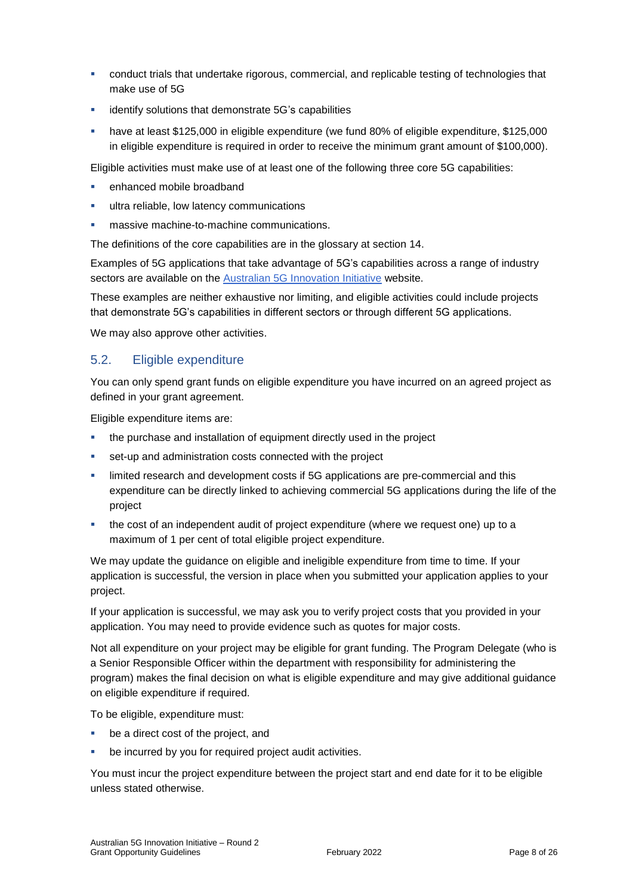- conduct trials that undertake rigorous, commercial, and replicable testing of technologies that make use of 5G
- identify solutions that demonstrate 5G's capabilities
- have at least $125,000 in eligible expenditure (we fund 80% of eligible expenditure, $125,000 in eligible expenditure is required in order to receive the minimum grant amount of $100,000).

Eligible activities must make use of at least one of the following three core 5G capabilities:

- enhanced mobile broadband
- ultra reliable, low latency communications
- massive machine-to-machine communications.

The definitions of the core capabilities are in the glossary at section 14.

Examples of 5G applications that take advantage of 5G's capabilities across a range of industry sectors are available on the [Australian 5G Innovation Initiative] website.

These examples are neither exhaustive nor limiting, and eligible activities could include projects that demonstrate 5G's capabilities in different sectors or through different 5G applications.

We may also approve other activities.

## 5.2. Eligible expenditure

You can only spend grant funds on eligible expenditure you have incurred on an agreed project as defined in your grant agreement.

Eligible expenditure items are:

- the purchase and installation of equipment directly used in the project
- set-up and administration costs connected with the project
- limited research and development costs if 5G applications are pre-commercial and this expenditure can be directly linked to achieving commercial 5G applications during the life of the project
- the cost of an independent audit of project expenditure (where we request one) up to a maximum of 1 per cent of total eligible project expenditure.

We may update the guidance on eligible and ineligible expenditure from time to time. If your application is successful, the version in place when you submitted your application applies to your project.

If your application is successful, we may ask you to verify project costs that you provided in your application. You may need to provide evidence such as quotes for major costs.

Not all expenditure on your project may be eligible for grant funding. The Program Delegate (who is a Senior Responsible Officer within the department with responsibility for administering the program) makes the final decision on what is eligible expenditure and may give additional guidance on eligible expenditure if required.

To be eligible, expenditure must:

- be a direct cost of the project, and
- be incurred by you for required project audit activities.

You must incur the project expenditure between the project start and end date for it to be eligible unless stated otherwise.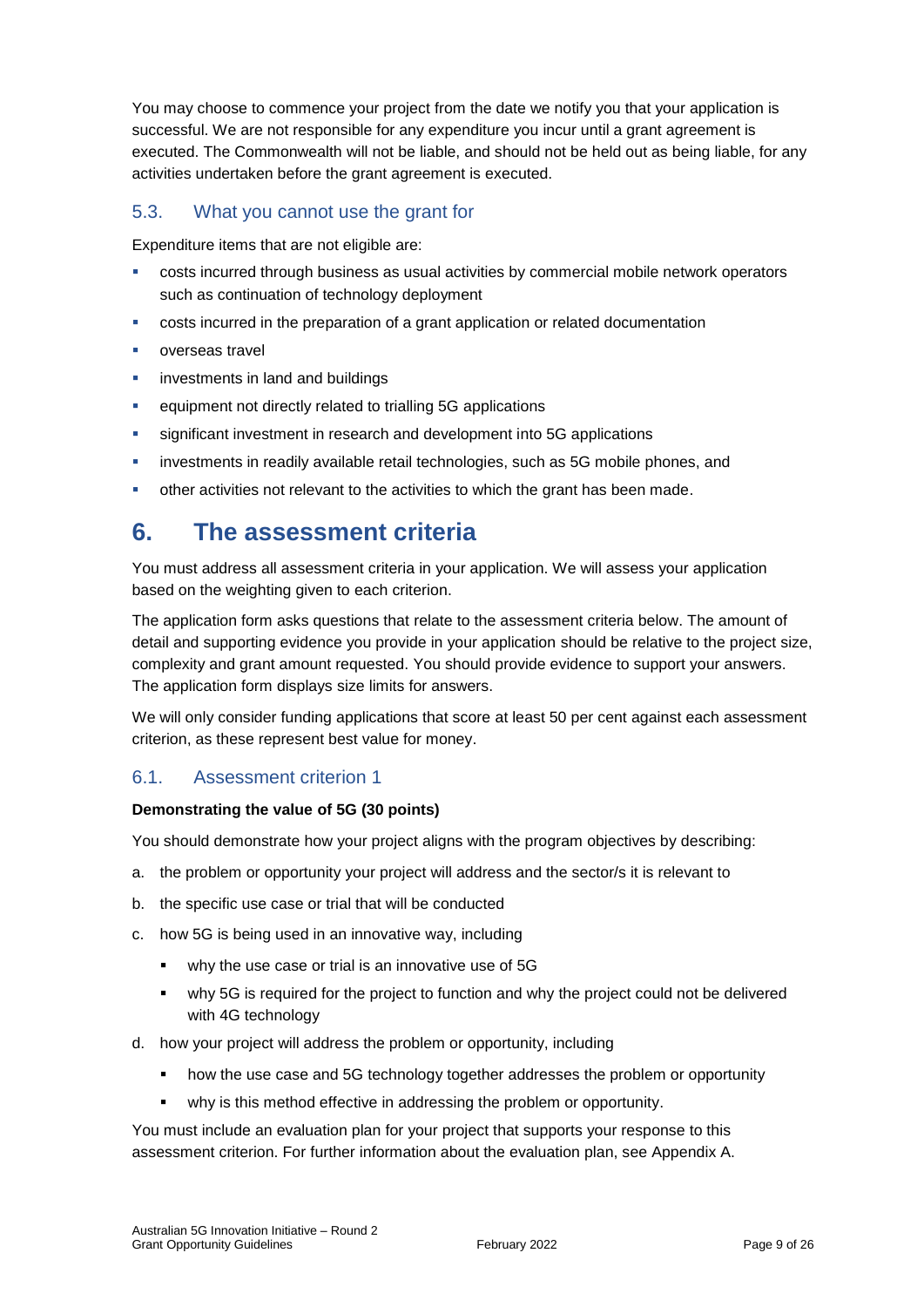You may choose to commence your project from the date we notify you that your application is successful. We are not responsible for any expenditure you incur until a grant agreement is executed. The Commonwealth will not be liable, and should not be held out as being liable, for any activities undertaken before the grant agreement is executed.

### 5.3. What you cannot use the grant for

Expenditure items that are not eligible are:

- costs incurred through business as usual activities by commercial mobile network operators such as continuation of technology deployment
- costs incurred in the preparation of a grant application or related documentation
- overseas travel
- investments in land and buildings
- equipment not directly related to trialling 5G applications
- significant investment in research and development into 5G applications
- investments in readily available retail technologies, such as 5G mobile phones, and
- other activities not relevant to the activities to which the grant has been made.

# 6. The assessment criteria

You must address all assessment criteria in your application. We will assess your application based on the weighting given to each criterion.

The application form asks questions that relate to the assessment criteria below. The amount of detail and supporting evidence you provide in your application should be relative to the project size, complexity and grant amount requested. You should provide evidence to support your answers. The application form displays size limits for answers.

We will only consider funding applications that score at least 50 per cent against each assessment criterion, as these represent best value for money.

### 6.1. Assessment criterion 1

**Demonstrating the value of 5G (30 points)**

You should demonstrate how your project aligns with the program objectives by describing:

a. the problem or opportunity your project will address and the sector/s it is relevant to
b. the specific use case or trial that will be conducted
c. how 5G is being used in an innovative way, including
    - why the use case or trial is an innovative use of 5G
    - why 5G is required for the project to function and why the project could not be delivered with 4G technology
d. how your project will address the problem or opportunity, including
    - how the use case and 5G technology together addresses the problem or opportunity
    - why is this method effective in addressing the problem or opportunity.

You must include an evaluation plan for your project that supports your response to this assessment criterion. For further information about the evaluation plan, see Appendix A.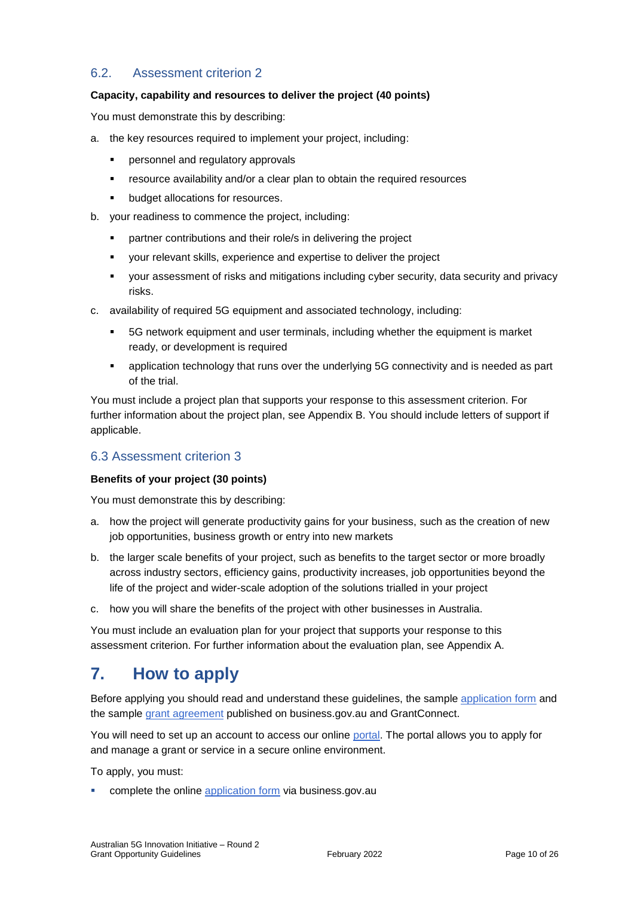### 6.2. Assessment criterion 2

**Capacity, capability and resources to deliver the project (40 points)**

You must demonstrate this by describing:

a. the key resources required to implement your project, including:
   - personnel and regulatory approvals
   - resource availability and/or a clear plan to obtain the required resources
   - budget allocations for resources.

b. your readiness to commence the project, including:
   - partner contributions and their role/s in delivering the project
   - your relevant skills, experience and expertise to deliver the project
   - your assessment of risks and mitigations including cyber security, data security and privacy risks.

c. availability of required 5G equipment and associated technology, including:
   - 5G network equipment and user terminals, including whether the equipment is market ready, or development is required
   - application technology that runs over the underlying 5G connectivity and is needed as part of the trial.

You must include a project plan that supports your response to this assessment criterion. For further information about the project plan, see Appendix B. You should include letters of support if applicable.

### 6.3 Assessment criterion 3

**Benefits of your project (30 points)**

You must demonstrate this by describing:

a. how the project will generate productivity gains for your business, such as the creation of new job opportunities, business growth or entry into new markets

b. the larger scale benefits of your project, such as benefits to the target sector or more broadly across industry sectors, efficiency gains, productivity increases, job opportunities beyond the life of the project and wider-scale adoption of the solutions trialled in your project

c. how you will share the benefits of the project with other businesses in Australia.

You must include an evaluation plan for your project that supports your response to this assessment criterion. For further information about the evaluation plan, see Appendix A.

## 7. How to apply

Before applying you should read and understand these guidelines, the sample application form and the sample grant agreement published on business.gov.au and GrantConnect.

You will need to set up an account to access our online portal. The portal allows you to apply for and manage a grant or service in a secure online environment.

To apply, you must:

- complete the online application form via business.gov.au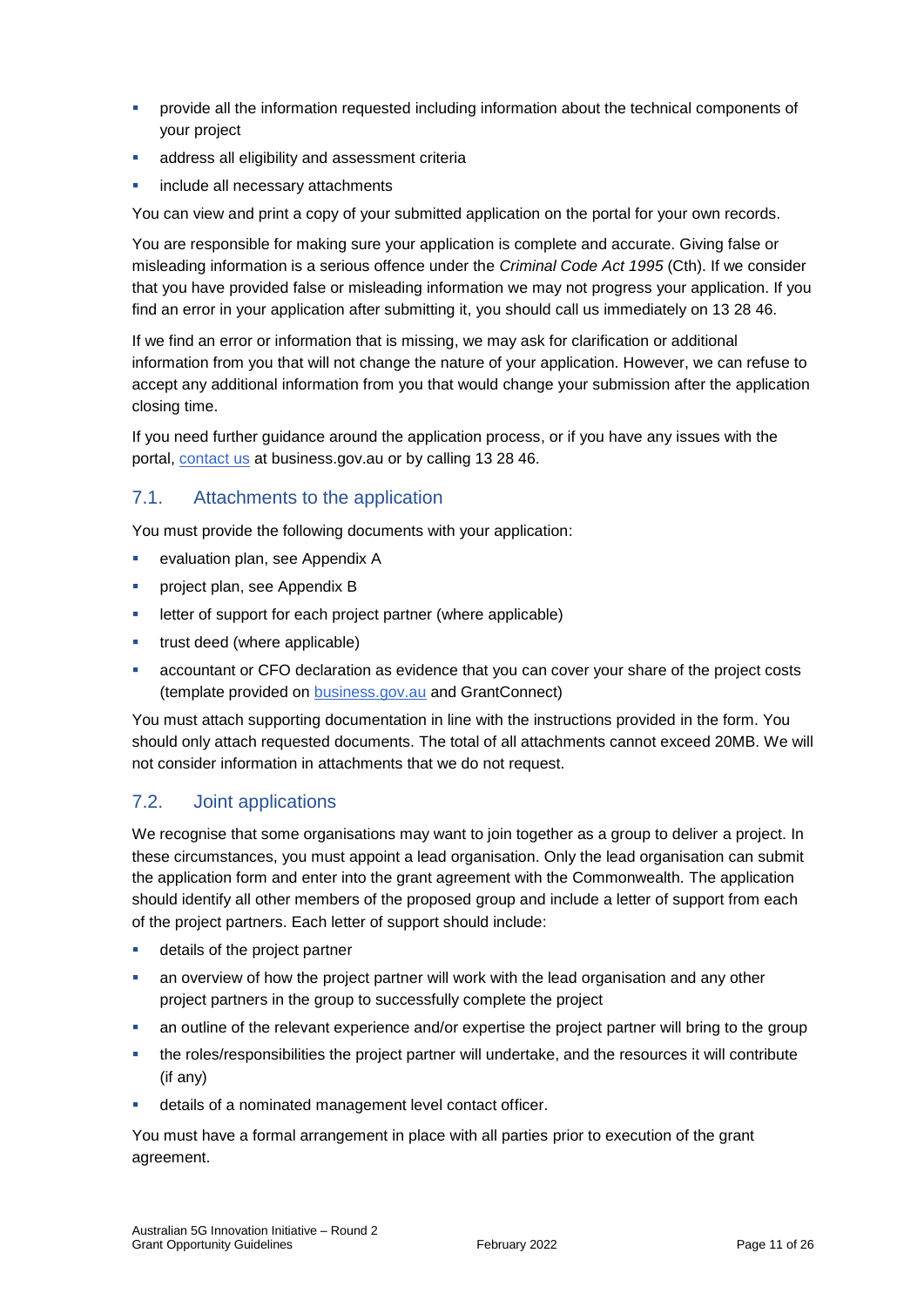- provide all the information requested including information about the technical components of your project
- address all eligibility and assessment criteria
- include all necessary attachments

You can view and print a copy of your submitted application on the portal for your own records.

You are responsible for making sure your application is complete and accurate. Giving false or misleading information is a serious offence under the *Criminal Code Act 1995* (Cth). If we consider that you have provided false or misleading information we may not progress your application. If you find an error in your application after submitting it, you should call us immediately on 13 28 46.

If we find an error or information that is missing, we may ask for clarification or additional information from you that will not change the nature of your application. However, we can refuse to accept any additional information from you that would change your submission after the application closing time.

If you need further guidance around the application process, or if you have any issues with the portal, [contact us](https://www.business.gov.au/contact-us) at business.gov.au or by calling 13 28 46.

## 7.1. Attachments to the application

You must provide the following documents with your application:

- evaluation plan, see Appendix A
- project plan, see Appendix B
- letter of support for each project partner (where applicable)
- trust deed (where applicable)
- accountant or CFO declaration as evidence that you can cover your share of the project costs (template provided on [business.gov.au](https://business.gov.au) and GrantConnect)

You must attach supporting documentation in line with the instructions provided in the form. You should only attach requested documents. The total of all attachments cannot exceed 20MB. We will not consider information in attachments that we do not request.

## 7.2. Joint applications

We recognise that some organisations may want to join together as a group to deliver a project. In these circumstances, you must appoint a lead organisation. Only the lead organisation can submit the application form and enter into the grant agreement with the Commonwealth. The application should identify all other members of the proposed group and include a letter of support from each of the project partners. Each letter of support should include:

- details of the project partner
- an overview of how the project partner will work with the lead organisation and any other project partners in the group to successfully complete the project
- an outline of the relevant experience and/or expertise the project partner will bring to the group
- the roles/responsibilities the project partner will undertake, and the resources it will contribute (if any)
- details of a nominated management level contact officer.

You must have a formal arrangement in place with all parties prior to execution of the grant agreement.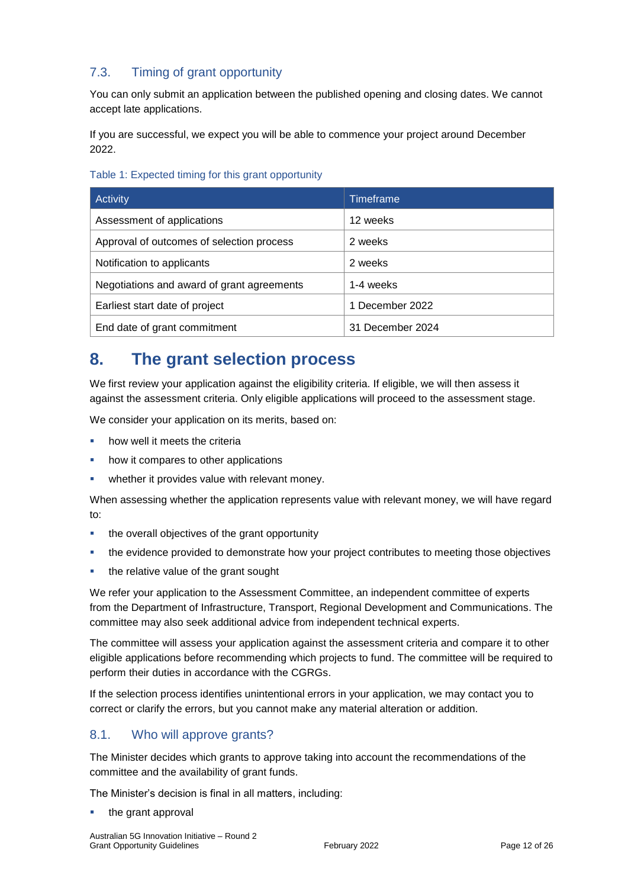### 7.3. Timing of grant opportunity

You can only submit an application between the published opening and closing dates. We cannot accept late applications.

If you are successful, we expect you will be able to commence your project around December 2022.

Table 1: Expected timing for this grant opportunity

| Activity | Timeframe |
| --- | --- |
| Assessment of applications | 12 weeks |
| Approval of outcomes of selection process | 2 weeks |
| Notification to applicants | 2 weeks |
| Negotiations and award of grant agreements | 1-4 weeks |
| Earliest start date of project | 1 December 2022 |
| End date of grant commitment | 31 December 2024 |

## 8. The grant selection process

We first review your application against the eligibility criteria. If eligible, we will then assess it against the assessment criteria. Only eligible applications will proceed to the assessment stage.

We consider your application on its merits, based on:

- how well it meets the criteria
- how it compares to other applications
- whether it provides value with relevant money.

When assessing whether the application represents value with relevant money, we will have regard to:

- the overall objectives of the grant opportunity
- the evidence provided to demonstrate how your project contributes to meeting those objectives
- the relative value of the grant sought

We refer your application to the Assessment Committee, an independent committee of experts from the Department of Infrastructure, Transport, Regional Development and Communications. The committee may also seek additional advice from independent technical experts.

The committee will assess your application against the assessment criteria and compare it to other eligible applications before recommending which projects to fund. The committee will be required to perform their duties in accordance with the CGRGs.

If the selection process identifies unintentional errors in your application, we may contact you to correct or clarify the errors, but you cannot make any material alteration or addition.

### 8.1. Who will approve grants?

The Minister decides which grants to approve taking into account the recommendations of the committee and the availability of grant funds.

The Minister's decision is final in all matters, including:

- the grant approval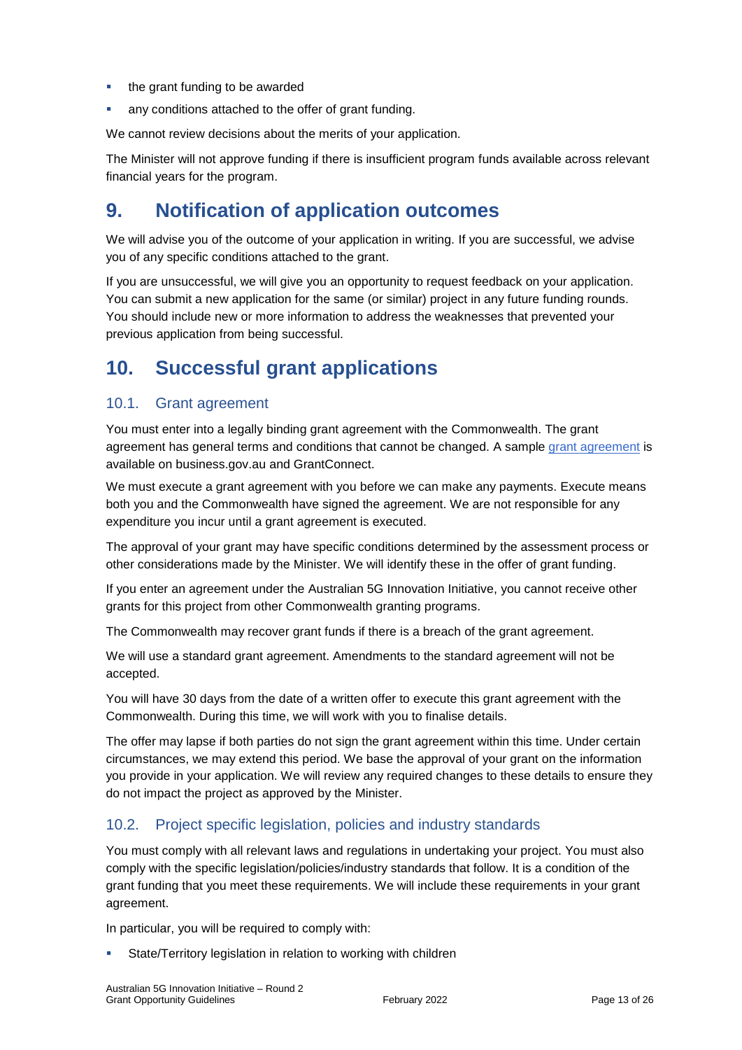- the grant funding to be awarded
- any conditions attached to the offer of grant funding.

We cannot review decisions about the merits of your application.

The Minister will not approve funding if there is insufficient program funds available across relevant financial years for the program.

# 9. Notification of application outcomes

We will advise you of the outcome of your application in writing. If you are successful, we advise you of any specific conditions attached to the grant.

If you are unsuccessful, we will give you an opportunity to request feedback on your application. You can submit a new application for the same (or similar) project in any future funding rounds. You should include new or more information to address the weaknesses that prevented your previous application from being successful.

# 10. Successful grant applications

## 10.1. Grant agreement

You must enter into a legally binding grant agreement with the Commonwealth. The grant agreement has general terms and conditions that cannot be changed. A sample grant agreement is available on business.gov.au and GrantConnect.

We must execute a grant agreement with you before we can make any payments. Execute means both you and the Commonwealth have signed the agreement. We are not responsible for any expenditure you incur until a grant agreement is executed.

The approval of your grant may have specific conditions determined by the assessment process or other considerations made by the Minister. We will identify these in the offer of grant funding.

If you enter an agreement under the Australian 5G Innovation Initiative, you cannot receive other grants for this project from other Commonwealth granting programs.

The Commonwealth may recover grant funds if there is a breach of the grant agreement.

We will use a standard grant agreement. Amendments to the standard agreement will not be accepted.

You will have 30 days from the date of a written offer to execute this grant agreement with the Commonwealth. During this time, we will work with you to finalise details.

The offer may lapse if both parties do not sign the grant agreement within this time. Under certain circumstances, we may extend this period. We base the approval of your grant on the information you provide in your application. We will review any required changes to these details to ensure they do not impact the project as approved by the Minister.

## 10.2. Project specific legislation, policies and industry standards

You must comply with all relevant laws and regulations in undertaking your project. You must also comply with the specific legislation/policies/industry standards that follow. It is a condition of the grant funding that you meet these requirements. We will include these requirements in your grant agreement.

In particular, you will be required to comply with:

- State/Territory legislation in relation to working with children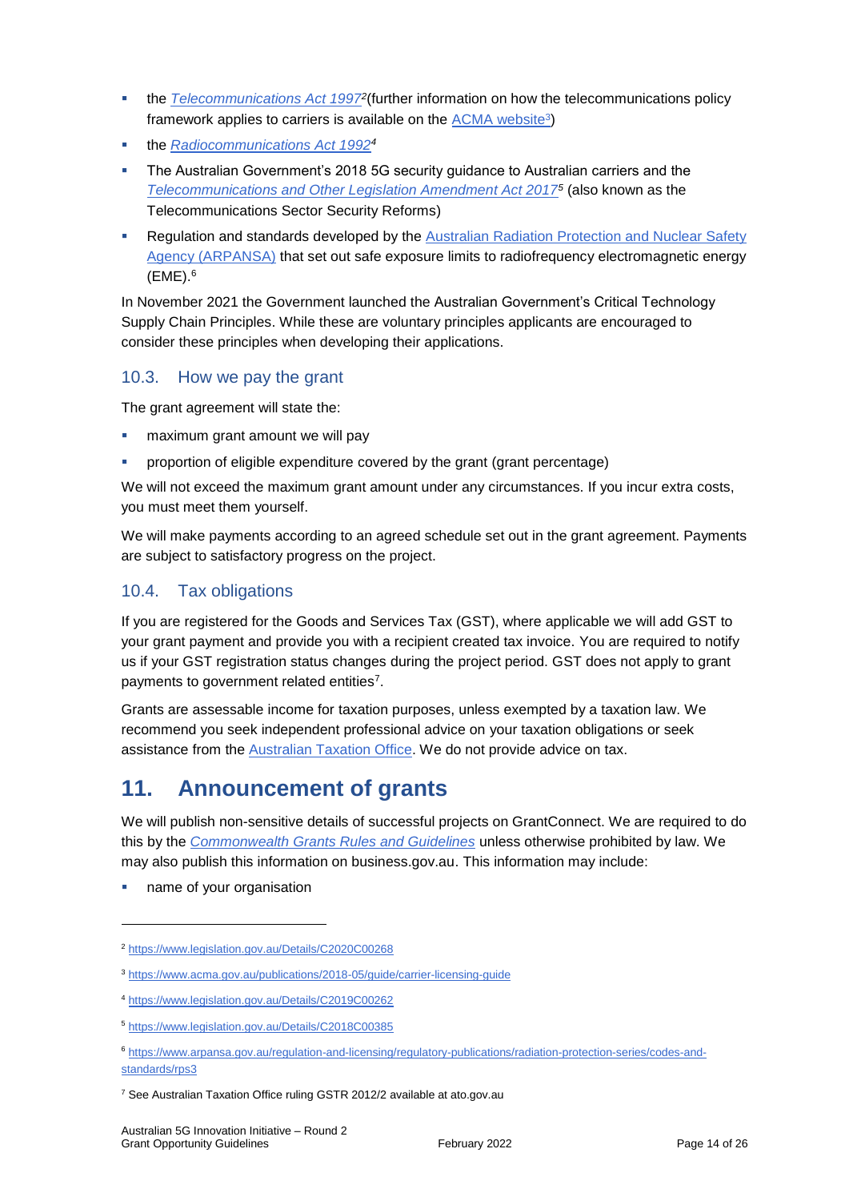- the [*Telecommunications Act 1997*](https://www.legislation.gov.au/Details/C2020C00268)[2](further information on how the telecommunications policy framework applies to carriers is available on the [ACMA website](https://www.acma.gov.au/publications/2018-05/guide/carrier-licensing-guide)[3])
- the [*Radiocommunications Act 1992*](https://www.legislation.gov.au/Details/C2019C00262)[4]
- The Australian Government's 2018 5G security guidance to Australian carriers and the [*Telecommunications and Other Legislation Amendment Act 2017*](https://www.legislation.gov.au/Details/C2018C00385)[5] (also known as the Telecommunications Sector Security Reforms)
- Regulation and standards developed by the [Australian Radiation Protection and Nuclear Safety Agency (ARPANSA)](https://www.arpansa.gov.au/regulation-and-licensing/regulatory-publications/radiation-protection-series/codes-and-standards/rps3) that set out safe exposure limits to radiofrequency electromagnetic energy (EME).[6]

In November 2021 the Government launched the Australian Government's Critical Technology Supply Chain Principles. While these are voluntary principles applicants are encouraged to consider these principles when developing their applications.

### 10.3. How we pay the grant

The grant agreement will state the:

- maximum grant amount we will pay
- proportion of eligible expenditure covered by the grant (grant percentage)

We will not exceed the maximum grant amount under any circumstances. If you incur extra costs, you must meet them yourself.

We will make payments according to an agreed schedule set out in the grant agreement. Payments are subject to satisfactory progress on the project.

### 10.4. Tax obligations

If you are registered for the Goods and Services Tax (GST), where applicable we will add GST to your grant payment and provide you with a recipient created tax invoice. You are required to notify us if your GST registration status changes during the project period. GST does not apply to grant payments to government related entities[7].

Grants are assessable income for taxation purposes, unless exempted by a taxation law. We recommend you seek independent professional advice on your taxation obligations or seek assistance from the [Australian Taxation Office](https://www.ato.gov.au). We do not provide advice on tax.

## 11. Announcement of grants

We will publish non-sensitive details of successful projects on GrantConnect. We are required to do this by the [*Commonwealth Grants Rules and Guidelines*](https://www.finance.gov.au) unless otherwise prohibited by law. We may also publish this information on business.gov.au. This information may include:

- name of your organisation

---

[2] https://www.legislation.gov.au/Details/C2020C00268

[3] https://www.acma.gov.au/publications/2018-05/guide/carrier-licensing-guide

[4] https://www.legislation.gov.au/Details/C2019C00262

[5] https://www.legislation.gov.au/Details/C2018C00385

[6] https://www.arpansa.gov.au/regulation-and-licensing/regulatory-publications/radiation-protection-series/codes-and-standards/rps3

[7] See Australian Taxation Office ruling GSTR 2012/2 available at ato.gov.au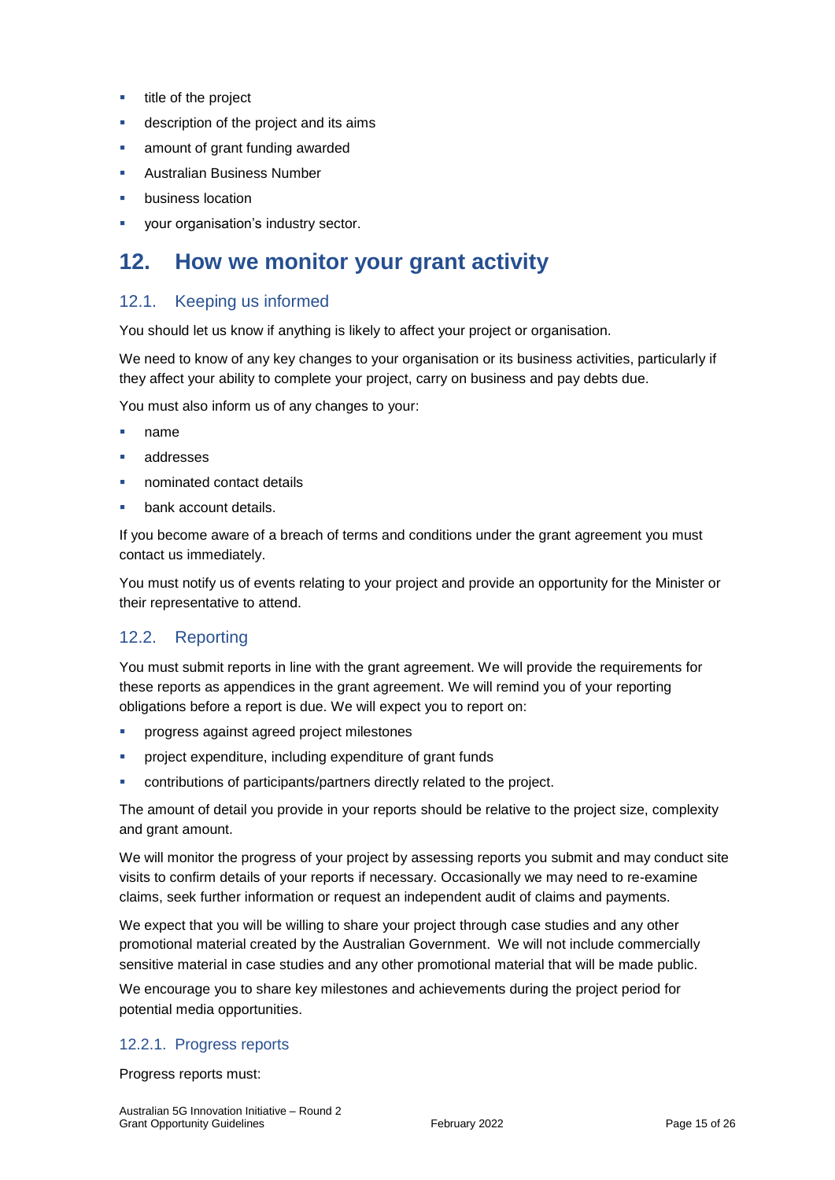- title of the project
- description of the project and its aims
- amount of grant funding awarded
- Australian Business Number
- business location
- your organisation's industry sector.

# 12. How we monitor your grant activity

## 12.1. Keeping us informed

You should let us know if anything is likely to affect your project or organisation.

We need to know of any key changes to your organisation or its business activities, particularly if they affect your ability to complete your project, carry on business and pay debts due.

You must also inform us of any changes to your:

- name
- addresses
- nominated contact details
- bank account details.

If you become aware of a breach of terms and conditions under the grant agreement you must contact us immediately.

You must notify us of events relating to your project and provide an opportunity for the Minister or their representative to attend.

## 12.2. Reporting

You must submit reports in line with the grant agreement. We will provide the requirements for these reports as appendices in the grant agreement. We will remind you of your reporting obligations before a report is due. We will expect you to report on:

- progress against agreed project milestones
- project expenditure, including expenditure of grant funds
- contributions of participants/partners directly related to the project.

The amount of detail you provide in your reports should be relative to the project size, complexity and grant amount.

We will monitor the progress of your project by assessing reports you submit and may conduct site visits to confirm details of your reports if necessary. Occasionally we may need to re-examine claims, seek further information or request an independent audit of claims and payments.

We expect that you will be willing to share your project through case studies and any other promotional material created by the Australian Government. We will not include commercially sensitive material in case studies and any other promotional material that will be made public.

We encourage you to share key milestones and achievements during the project period for potential media opportunities.

### 12.2.1. Progress reports

Progress reports must: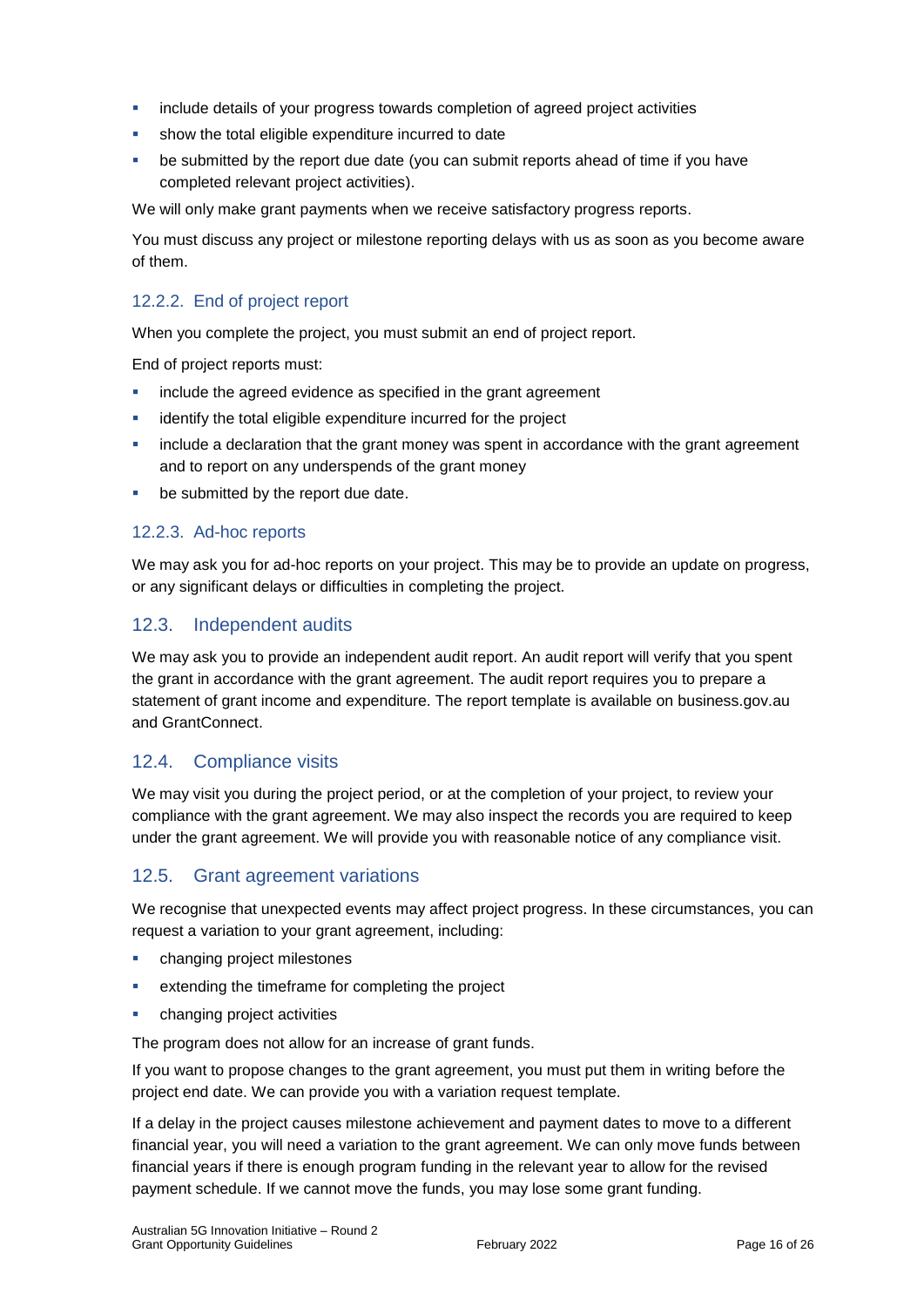- include details of your progress towards completion of agreed project activities
- show the total eligible expenditure incurred to date
- be submitted by the report due date (you can submit reports ahead of time if you have completed relevant project activities).

We will only make grant payments when we receive satisfactory progress reports.

You must discuss any project or milestone reporting delays with us as soon as you become aware of them.

#### 12.2.2. End of project report

When you complete the project, you must submit an end of project report.

End of project reports must:

- include the agreed evidence as specified in the grant agreement
- identify the total eligible expenditure incurred for the project
- include a declaration that the grant money was spent in accordance with the grant agreement and to report on any underspends of the grant money
- be submitted by the report due date.

#### 12.2.3. Ad-hoc reports

We may ask you for ad-hoc reports on your project. This may be to provide an update on progress, or any significant delays or difficulties in completing the project.

### 12.3. Independent audits

We may ask you to provide an independent audit report. An audit report will verify that you spent the grant in accordance with the grant agreement. The audit report requires you to prepare a statement of grant income and expenditure. The report template is available on business.gov.au and GrantConnect.

### 12.4. Compliance visits

We may visit you during the project period, or at the completion of your project, to review your compliance with the grant agreement. We may also inspect the records you are required to keep under the grant agreement. We will provide you with reasonable notice of any compliance visit.

### 12.5. Grant agreement variations

We recognise that unexpected events may affect project progress. In these circumstances, you can request a variation to your grant agreement, including:

- changing project milestones
- extending the timeframe for completing the project
- changing project activities

The program does not allow for an increase of grant funds.

If you want to propose changes to the grant agreement, you must put them in writing before the project end date. We can provide you with a variation request template.

If a delay in the project causes milestone achievement and payment dates to move to a different financial year, you will need a variation to the grant agreement. We can only move funds between financial years if there is enough program funding in the relevant year to allow for the revised payment schedule. If we cannot move the funds, you may lose some grant funding.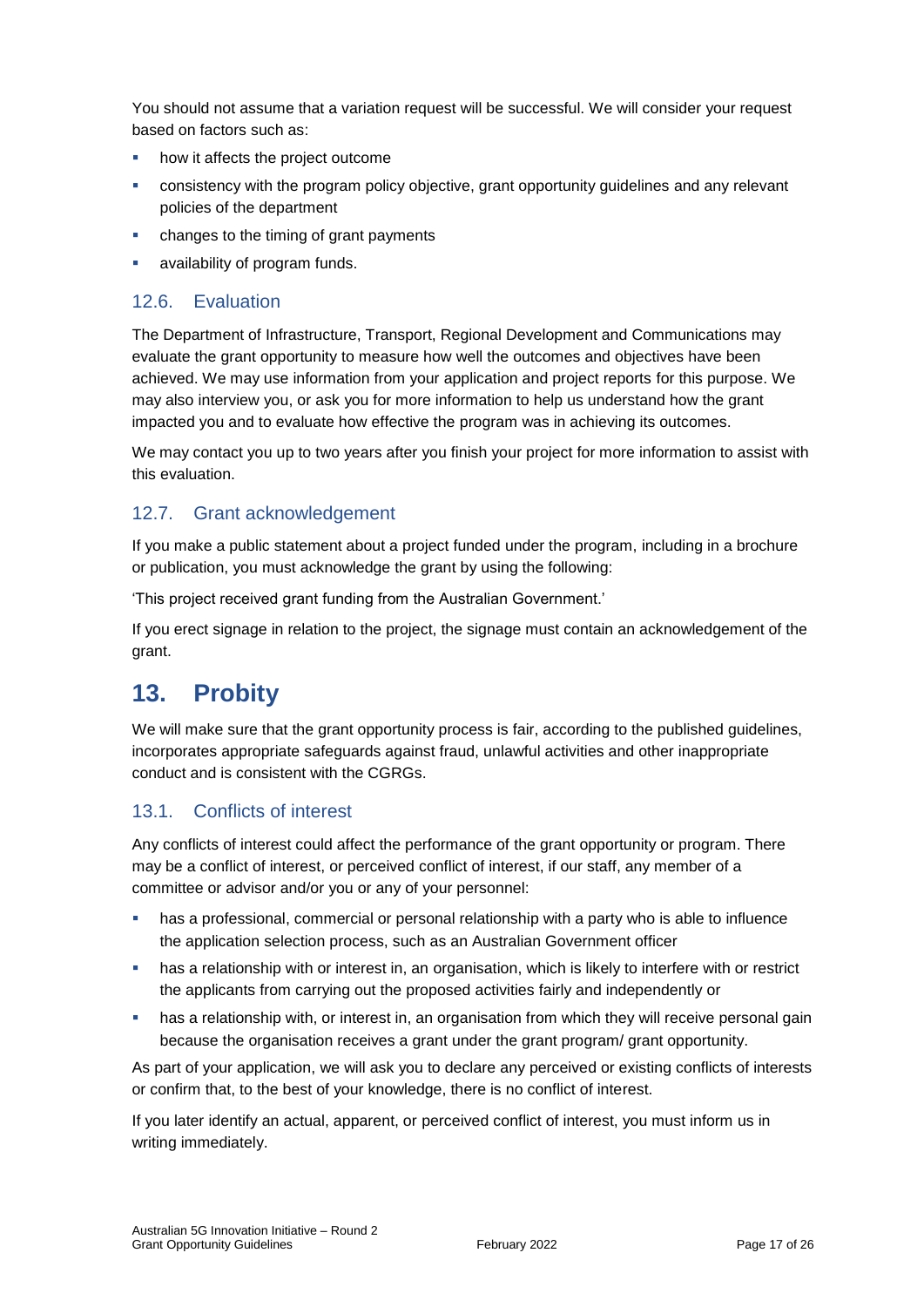You should not assume that a variation request will be successful. We will consider your request based on factors such as:

- how it affects the project outcome
- consistency with the program policy objective, grant opportunity guidelines and any relevant policies of the department
- changes to the timing of grant payments
- availability of program funds.

### 12.6. Evaluation

The Department of Infrastructure, Transport, Regional Development and Communications may evaluate the grant opportunity to measure how well the outcomes and objectives have been achieved. We may use information from your application and project reports for this purpose. We may also interview you, or ask you for more information to help us understand how the grant impacted you and to evaluate how effective the program was in achieving its outcomes.

We may contact you up to two years after you finish your project for more information to assist with this evaluation.

### 12.7. Grant acknowledgement

If you make a public statement about a project funded under the program, including in a brochure or publication, you must acknowledge the grant by using the following:

'This project received grant funding from the Australian Government.'

If you erect signage in relation to the project, the signage must contain an acknowledgement of the grant.

## 13. Probity

We will make sure that the grant opportunity process is fair, according to the published guidelines, incorporates appropriate safeguards against fraud, unlawful activities and other inappropriate conduct and is consistent with the CGRGs.

### 13.1. Conflicts of interest

Any conflicts of interest could affect the performance of the grant opportunity or program. There may be a conflict of interest, or perceived conflict of interest, if our staff, any member of a committee or advisor and/or you or any of your personnel:

- has a professional, commercial or personal relationship with a party who is able to influence the application selection process, such as an Australian Government officer
- has a relationship with or interest in, an organisation, which is likely to interfere with or restrict the applicants from carrying out the proposed activities fairly and independently or
- has a relationship with, or interest in, an organisation from which they will receive personal gain because the organisation receives a grant under the grant program/ grant opportunity.

As part of your application, we will ask you to declare any perceived or existing conflicts of interests or confirm that, to the best of your knowledge, there is no conflict of interest.

If you later identify an actual, apparent, or perceived conflict of interest, you must inform us in writing immediately.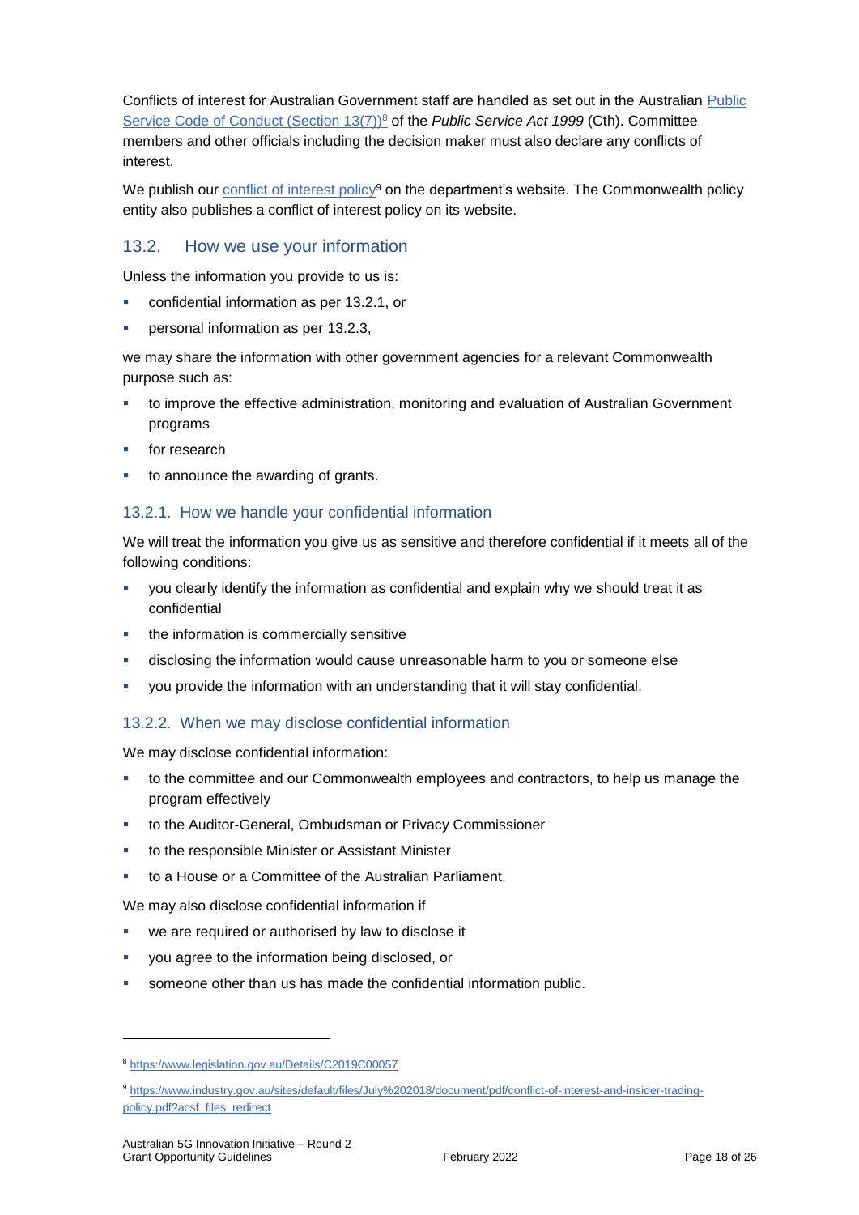Conflicts of interest for Australian Government staff are handled as set out in the Australian [Public Service Code of Conduct (Section 13(7))][8] of the *Public Service Act 1999* (Cth). Committee members and other officials including the decision maker must also declare any conflicts of interest.

We publish our [conflict of interest policy][9] on the department's website. The Commonwealth policy entity also publishes a conflict of interest policy on its website.

## 13.2. How we use your information

Unless the information you provide to us is:

- confidential information as per 13.2.1, or
- personal information as per 13.2.3,

we may share the information with other government agencies for a relevant Commonwealth purpose such as:

- to improve the effective administration, monitoring and evaluation of Australian Government programs
- for research
- to announce the awarding of grants.

### 13.2.1. How we handle your confidential information

We will treat the information you give us as sensitive and therefore confidential if it meets all of the following conditions:

- you clearly identify the information as confidential and explain why we should treat it as confidential
- the information is commercially sensitive
- disclosing the information would cause unreasonable harm to you or someone else
- you provide the information with an understanding that it will stay confidential.

### 13.2.2. When we may disclose confidential information

We may disclose confidential information:

- to the committee and our Commonwealth employees and contractors, to help us manage the program effectively
- to the Auditor-General, Ombudsman or Privacy Commissioner
- to the responsible Minister or Assistant Minister
- to a House or a Committee of the Australian Parliament.

We may also disclose confidential information if

- we are required or authorised by law to disclose it
- you agree to the information being disclosed, or
- someone other than us has made the confidential information public.

---

[8] https://www.legislation.gov.au/Details/C2019C00057

[9] https://www.industry.gov.au/sites/default/files/July%202018/document/pdf/conflict-of-interest-and-insider-trading-policy.pdf?acsf_files_redirect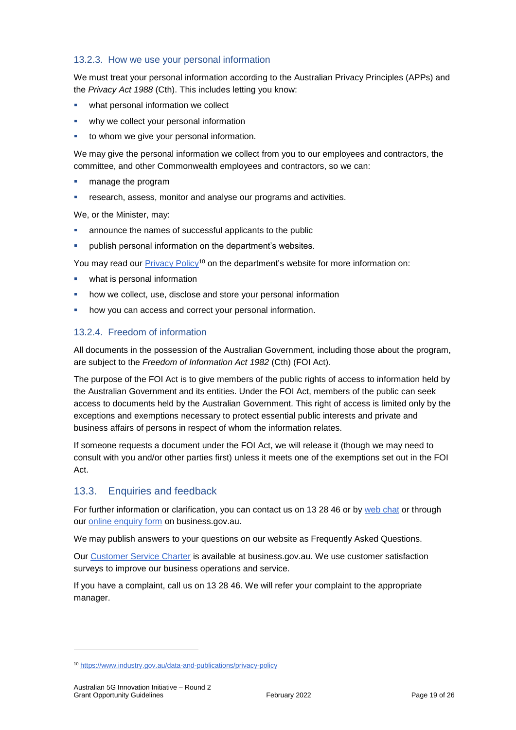#### 13.2.3. How we use your personal information

We must treat your personal information according to the Australian Privacy Principles (APPs) and the *Privacy Act 1988* (Cth). This includes letting you know:

- what personal information we collect
- why we collect your personal information
- to whom we give your personal information.

We may give the personal information we collect from you to our employees and contractors, the committee, and other Commonwealth employees and contractors, so we can:

- manage the program
- research, assess, monitor and analyse our programs and activities.

We, or the Minister, may:

- announce the names of successful applicants to the public
- publish personal information on the department's websites.

You may read our [Privacy Policy](https://www.industry.gov.au/data-and-publications/privacy-policy)[10] on the department's website for more information on:

- what is personal information
- how we collect, use, disclose and store your personal information
- how you can access and correct your personal information.

#### 13.2.4. Freedom of information

All documents in the possession of the Australian Government, including those about the program, are subject to the *Freedom of Information Act 1982* (Cth) (FOI Act).

The purpose of the FOI Act is to give members of the public rights of access to information held by the Australian Government and its entities. Under the FOI Act, members of the public can seek access to documents held by the Australian Government. This right of access is limited only by the exceptions and exemptions necessary to protect essential public interests and private and business affairs of persons in respect of whom the information relates.

If someone requests a document under the FOI Act, we will release it (though we may need to consult with you and/or other parties first) unless it meets one of the exemptions set out in the FOI Act.

### 13.3. Enquiries and feedback

For further information or clarification, you can contact us on 13 28 46 or by web chat or through our online enquiry form on business.gov.au.

We may publish answers to your questions on our website as Frequently Asked Questions.

Our Customer Service Charter is available at business.gov.au. We use customer satisfaction surveys to improve our business operations and service.

If you have a complaint, call us on 13 28 46. We will refer your complaint to the appropriate manager.

---

[10] https://www.industry.gov.au/data-and-publications/privacy-policy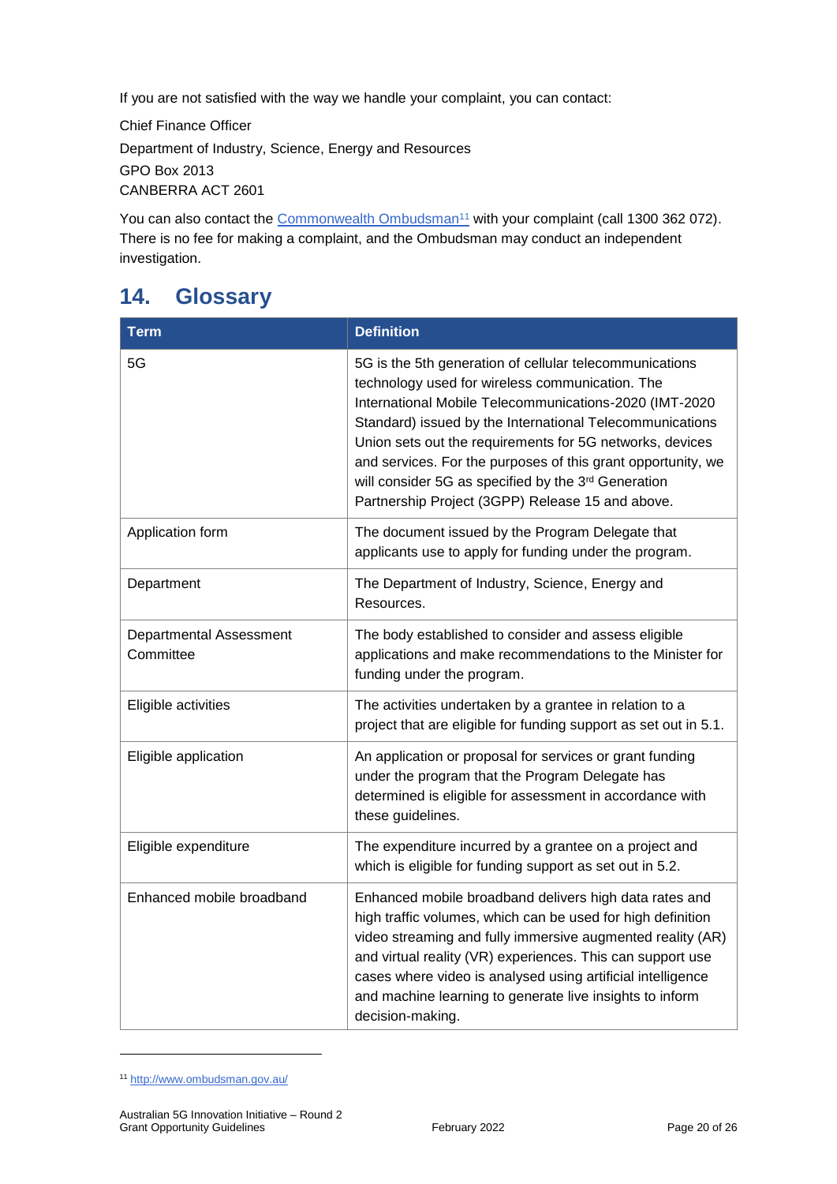If you are not satisfied with the way we handle your complaint, you can contact:

Chief Finance Officer
Department of Industry, Science, Energy and Resources
GPO Box 2013
CANBERRA ACT 2601

You can also contact the Commonwealth Ombudsman[11] with your complaint (call 1300 362 072). There is no fee for making a complaint, and the Ombudsman may conduct an independent investigation.

# 14. Glossary

| Term | Definition |
| --- | --- |
| 5G | 5G is the 5th generation of cellular telecommunications technology used for wireless communication. The International Mobile Telecommunications-2020 (IMT-2020 Standard) issued by the International Telecommunications Union sets out the requirements for 5G networks, devices and services. For the purposes of this grant opportunity, we will consider 5G as specified by the 3rd Generation Partnership Project (3GPP) Release 15 and above. |
| Application form | The document issued by the Program Delegate that applicants use to apply for funding under the program. |
| Department | The Department of Industry, Science, Energy and Resources. |
| Departmental Assessment Committee | The body established to consider and assess eligible applications and make recommendations to the Minister for funding under the program. |
| Eligible activities | The activities undertaken by a grantee in relation to a project that are eligible for funding support as set out in 5.1. |
| Eligible application | An application or proposal for services or grant funding under the program that the Program Delegate has determined is eligible for assessment in accordance with these guidelines. |
| Eligible expenditure | The expenditure incurred by a grantee on a project and which is eligible for funding support as set out in 5.2. |
| Enhanced mobile broadband | Enhanced mobile broadband delivers high data rates and high traffic volumes, which can be used for high definition video streaming and fully immersive augmented reality (AR) and virtual reality (VR) experiences. This can support use cases where video is analysed using artificial intelligence and machine learning to generate live insights to inform decision-making. |

[11] http://www.ombudsman.gov.au/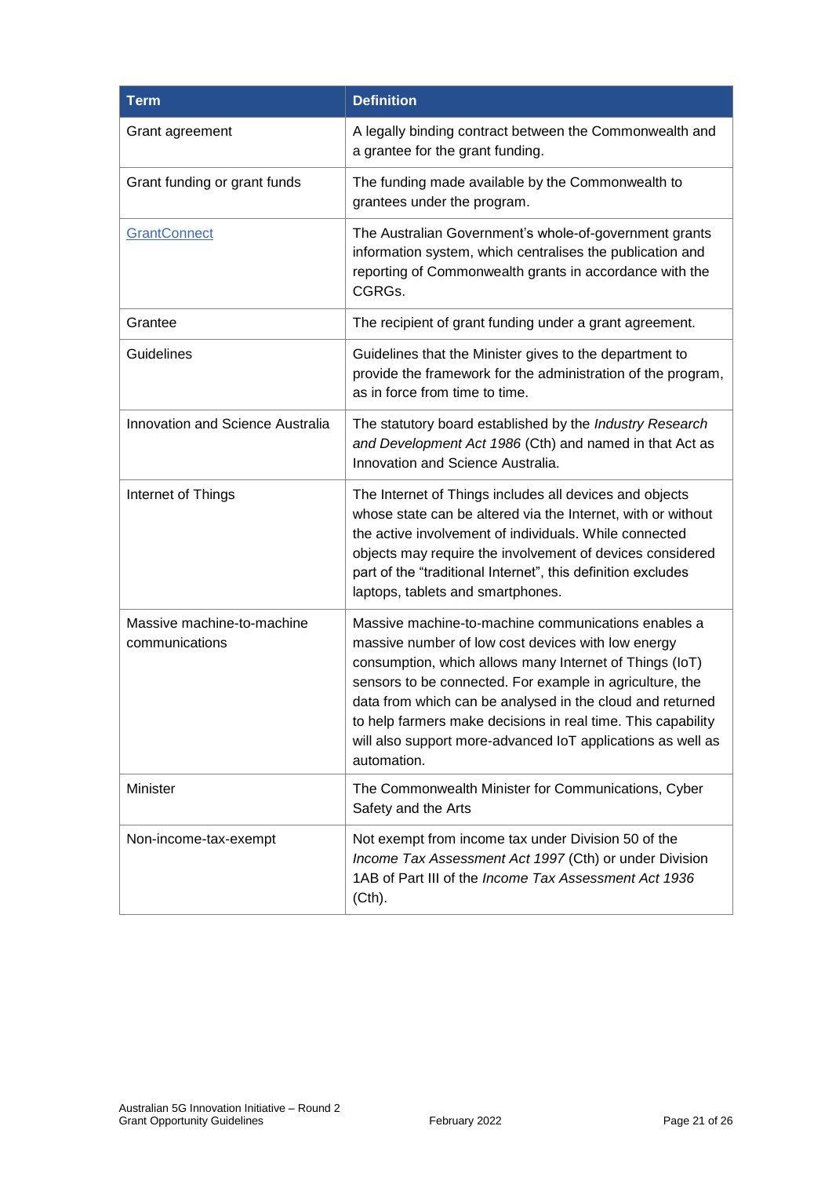| Term | Definition |
| --- | --- |
| Grant agreement | A legally binding contract between the Commonwealth and a grantee for the grant funding. |
| Grant funding or grant funds | The funding made available by the Commonwealth to grantees under the program. |
| GrantConnect | The Australian Government's whole-of-government grants information system, which centralises the publication and reporting of Commonwealth grants in accordance with the CGRGs. |
| Grantee | The recipient of grant funding under a grant agreement. |
| Guidelines | Guidelines that the Minister gives to the department to provide the framework for the administration of the program, as in force from time to time. |
| Innovation and Science Australia | The statutory board established by the *Industry Research and Development Act 1986* (Cth) and named in that Act as Innovation and Science Australia. |
| Internet of Things | The Internet of Things includes all devices and objects whose state can be altered via the Internet, with or without the active involvement of individuals. While connected objects may require the involvement of devices considered part of the "traditional Internet", this definition excludes laptops, tablets and smartphones. |
| Massive machine-to-machine communications | Massive machine-to-machine communications enables a massive number of low cost devices with low energy consumption, which allows many Internet of Things (IoT) sensors to be connected. For example in agriculture, the data from which can be analysed in the cloud and returned to help farmers make decisions in real time. This capability will also support more-advanced IoT applications as well as automation. |
| Minister | The Commonwealth Minister for Communications, Cyber Safety and the Arts |
| Non-income-tax-exempt | Not exempt from income tax under Division 50 of the *Income Tax Assessment Act 1997* (Cth) or under Division 1AB of Part III of the *Income Tax Assessment Act 1936* (Cth). |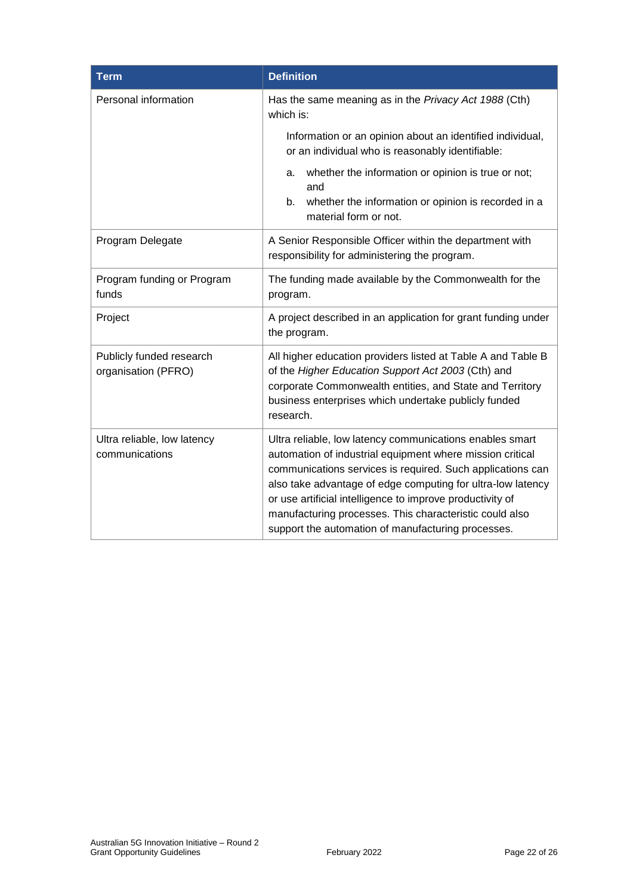| Term | Definition |
| --- | --- |
| Personal information | Has the same meaning as in the *Privacy Act 1988* (Cth) which is:<br><br>Information or an opinion about an identified individual, or an individual who is reasonably identifiable:<br><br>a. whether the information or opinion is true or not; and<br>b. whether the information or opinion is recorded in a material form or not. |
| Program Delegate | A Senior Responsible Officer within the department with responsibility for administering the program. |
| Program funding or Program funds | The funding made available by the Commonwealth for the program. |
| Project | A project described in an application for grant funding under the program. |
| Publicly funded research organisation (PFRO) | All higher education providers listed at Table A and Table B of the *Higher Education Support Act 2003* (Cth) and corporate Commonwealth entities, and State and Territory business enterprises which undertake publicly funded research. |
| Ultra reliable, low latency communications | Ultra reliable, low latency communications enables smart automation of industrial equipment where mission critical communications services is required. Such applications can also take advantage of edge computing for ultra-low latency or use artificial intelligence to improve productivity of manufacturing processes. This characteristic could also support the automation of manufacturing processes. |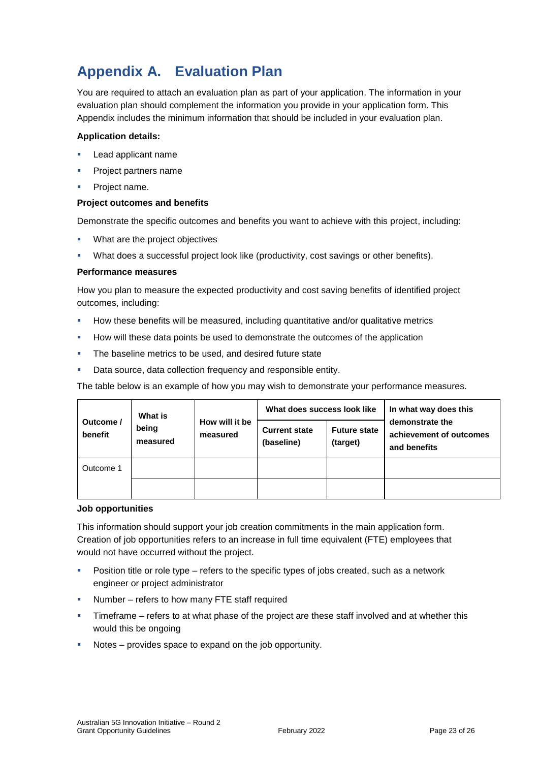# Appendix A. Evaluation Plan

You are required to attach an evaluation plan as part of your application. The information in your evaluation plan should complement the information you provide in your application form. This Appendix includes the minimum information that should be included in your evaluation plan.

**Application details:**

- Lead applicant name
- Project partners name
- Project name.

**Project outcomes and benefits**

Demonstrate the specific outcomes and benefits you want to achieve with this project, including:

- What are the project objectives
- What does a successful project look like (productivity, cost savings or other benefits).

**Performance measures**

How you plan to measure the expected productivity and cost saving benefits of identified project outcomes, including:

- How these benefits will be measured, including quantitative and/or qualitative metrics
- How will these data points be used to demonstrate the outcomes of the application
- The baseline metrics to be used, and desired future state
- Data source, data collection frequency and responsible entity.

The table below is an example of how you may wish to demonstrate your performance measures.

| Outcome / benefit | What is being measured | How will it be measured | What does success look like | | In what way does this demonstrate the achievement of outcomes and benefits |
|---|---|---|---|---|---|
| | | | **Current state (baseline)** | **Future state (target)** | |
| Outcome 1 | | | | | |
| | | | | | |

**Job opportunities**

This information should support your job creation commitments in the main application form. Creation of job opportunities refers to an increase in full time equivalent (FTE) employees that would not have occurred without the project.

- Position title or role type – refers to the specific types of jobs created, such as a network engineer or project administrator
- Number – refers to how many FTE staff required
- Timeframe – refers to at what phase of the project are these staff involved and at whether this would this be ongoing
- Notes – provides space to expand on the job opportunity.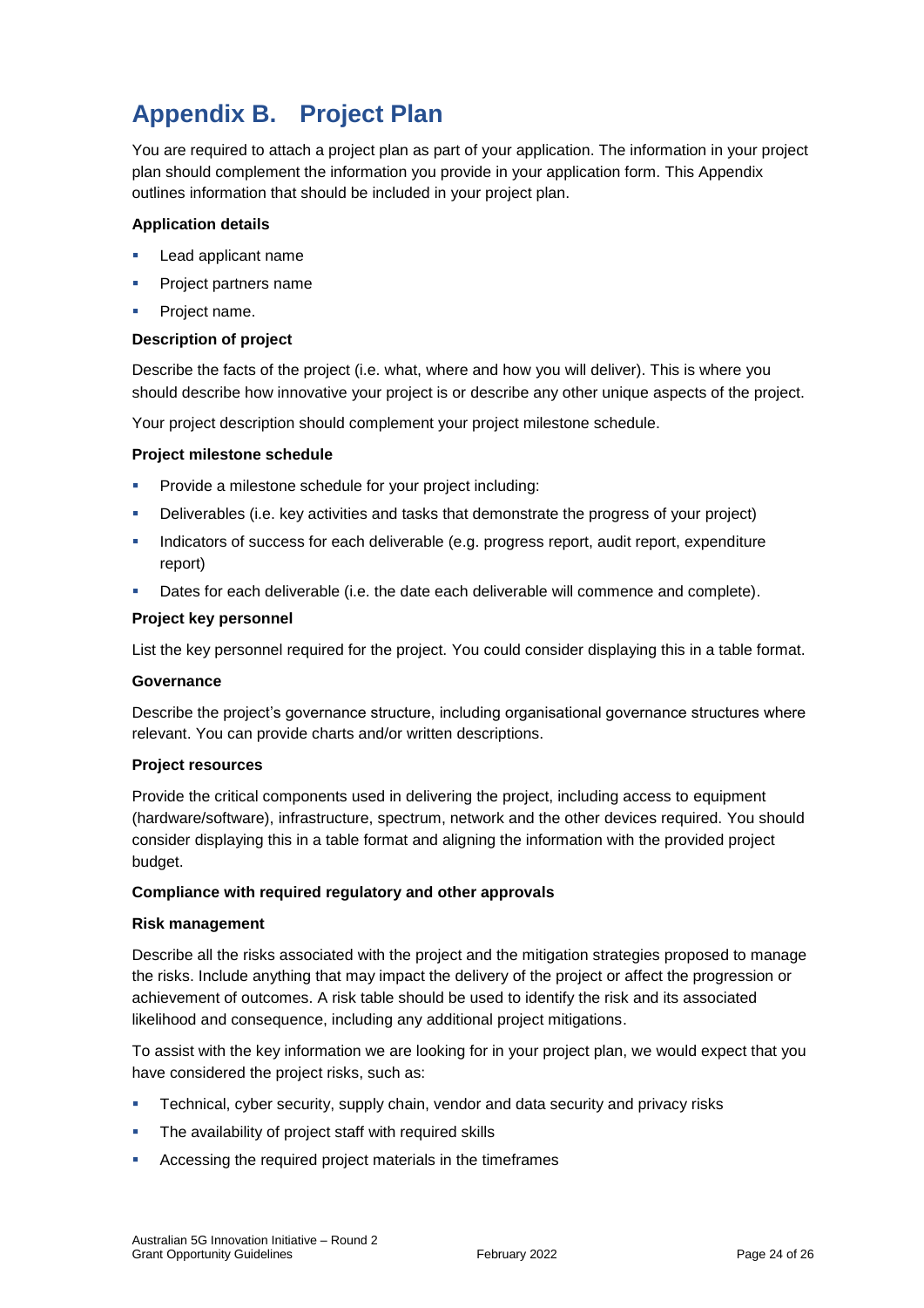# Appendix B. Project Plan

You are required to attach a project plan as part of your application. The information in your project plan should complement the information you provide in your application form. This Appendix outlines information that should be included in your project plan.

**Application details**

- Lead applicant name
- Project partners name
- Project name.

**Description of project**

Describe the facts of the project (i.e. what, where and how you will deliver). This is where you should describe how innovative your project is or describe any other unique aspects of the project.

Your project description should complement your project milestone schedule.

**Project milestone schedule**

- Provide a milestone schedule for your project including:
- Deliverables (i.e. key activities and tasks that demonstrate the progress of your project)
- Indicators of success for each deliverable (e.g. progress report, audit report, expenditure report)
- Dates for each deliverable (i.e. the date each deliverable will commence and complete).

**Project key personnel**

List the key personnel required for the project. You could consider displaying this in a table format.

**Governance**

Describe the project's governance structure, including organisational governance structures where relevant. You can provide charts and/or written descriptions.

**Project resources**

Provide the critical components used in delivering the project, including access to equipment (hardware/software), infrastructure, spectrum, network and the other devices required. You should consider displaying this in a table format and aligning the information with the provided project budget.

**Compliance with required regulatory and other approvals**

**Risk management**

Describe all the risks associated with the project and the mitigation strategies proposed to manage the risks. Include anything that may impact the delivery of the project or affect the progression or achievement of outcomes. A risk table should be used to identify the risk and its associated likelihood and consequence, including any additional project mitigations.

To assist with the key information we are looking for in your project plan, we would expect that you have considered the project risks, such as:

- Technical, cyber security, supply chain, vendor and data security and privacy risks
- The availability of project staff with required skills
- Accessing the required project materials in the timeframes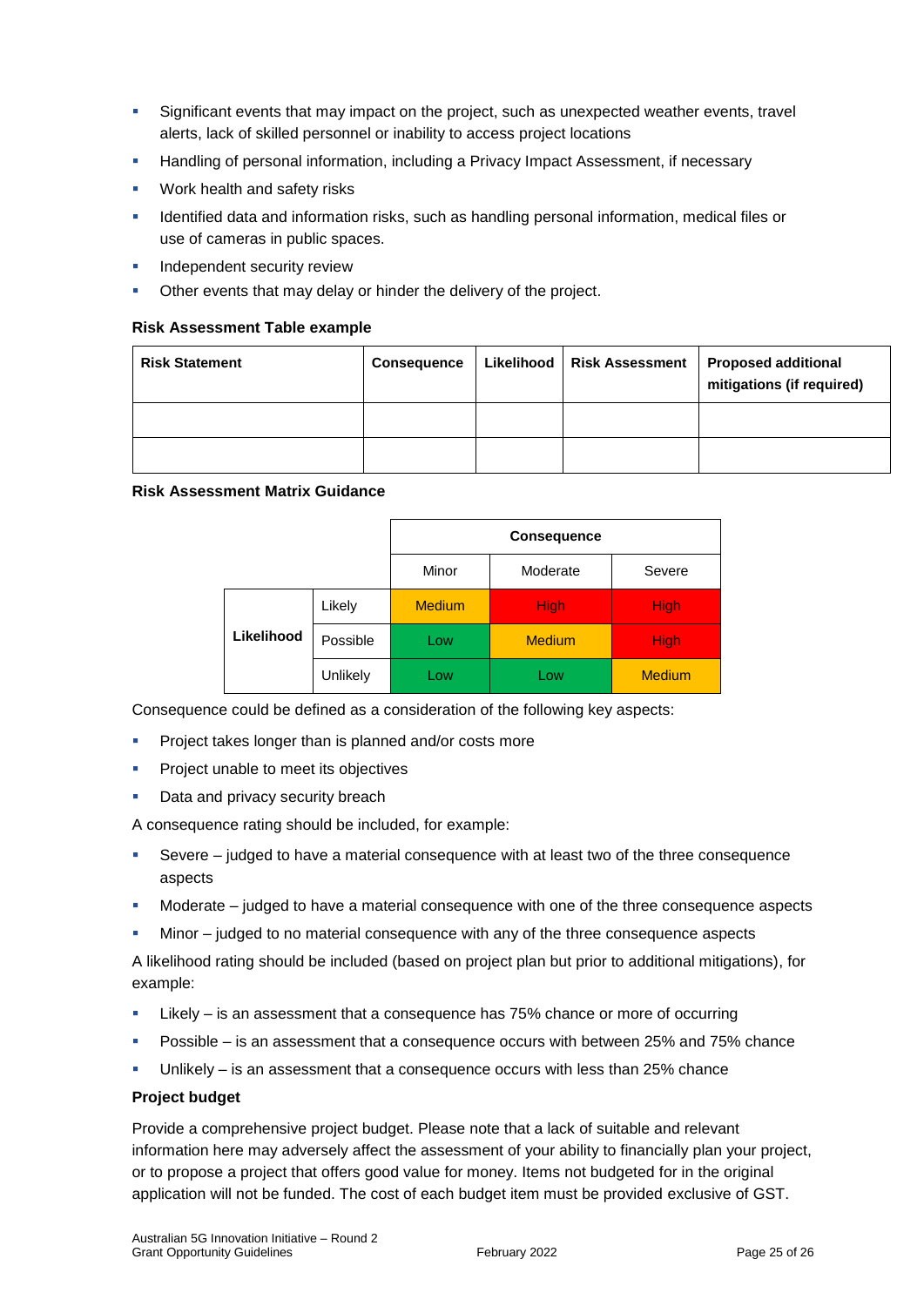- Significant events that may impact on the project, such as unexpected weather events, travel alerts, lack of skilled personnel or inability to access project locations
- Handling of personal information, including a Privacy Impact Assessment, if necessary
- Work health and safety risks
- Identified data and information risks, such as handling personal information, medical files or use of cameras in public spaces.
- Independent security review
- Other events that may delay or hinder the delivery of the project.

**Risk Assessment Table example**

| Risk Statement | Consequence | Likelihood | Risk Assessment | Proposed additional mitigations (if required) |
|---|---|---|---|---|
| | | | | |
| | | | | |

**Risk Assessment Matrix Guidance**

| | | Consequence | | |
|---|---|---|---|---|
| | | Minor | Moderate | Severe |
| Likelihood | Likely | Medium | High | High |
| | Possible | Low | Medium | High |
| | Unlikely | Low | Low | Medium |

Consequence could be defined as a consideration of the following key aspects:

- Project takes longer than is planned and/or costs more
- Project unable to meet its objectives
- Data and privacy security breach

A consequence rating should be included, for example:

- Severe – judged to have a material consequence with at least two of the three consequence aspects
- Moderate – judged to have a material consequence with one of the three consequence aspects
- Minor – judged to no material consequence with any of the three consequence aspects

A likelihood rating should be included (based on project plan but prior to additional mitigations), for example:

- Likely – is an assessment that a consequence has 75% chance or more of occurring
- Possible – is an assessment that a consequence occurs with between 25% and 75% chance
- Unlikely – is an assessment that a consequence occurs with less than 25% chance

**Project budget**

Provide a comprehensive project budget. Please note that a lack of suitable and relevant information here may adversely affect the assessment of your ability to financially plan your project, or to propose a project that offers good value for money. Items not budgeted for in the original application will not be funded. The cost of each budget item must be provided exclusive of GST.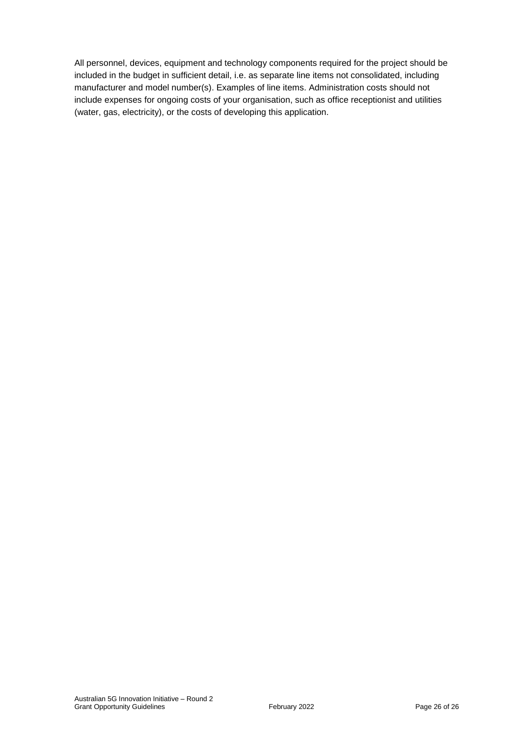All personnel, devices, equipment and technology components required for the project should be included in the budget in sufficient detail, i.e. as separate line items not consolidated, including manufacturer and model number(s). Examples of line items. Administration costs should not include expenses for ongoing costs of your organisation, such as office receptionist and utilities (water, gas, electricity), or the costs of developing this application.